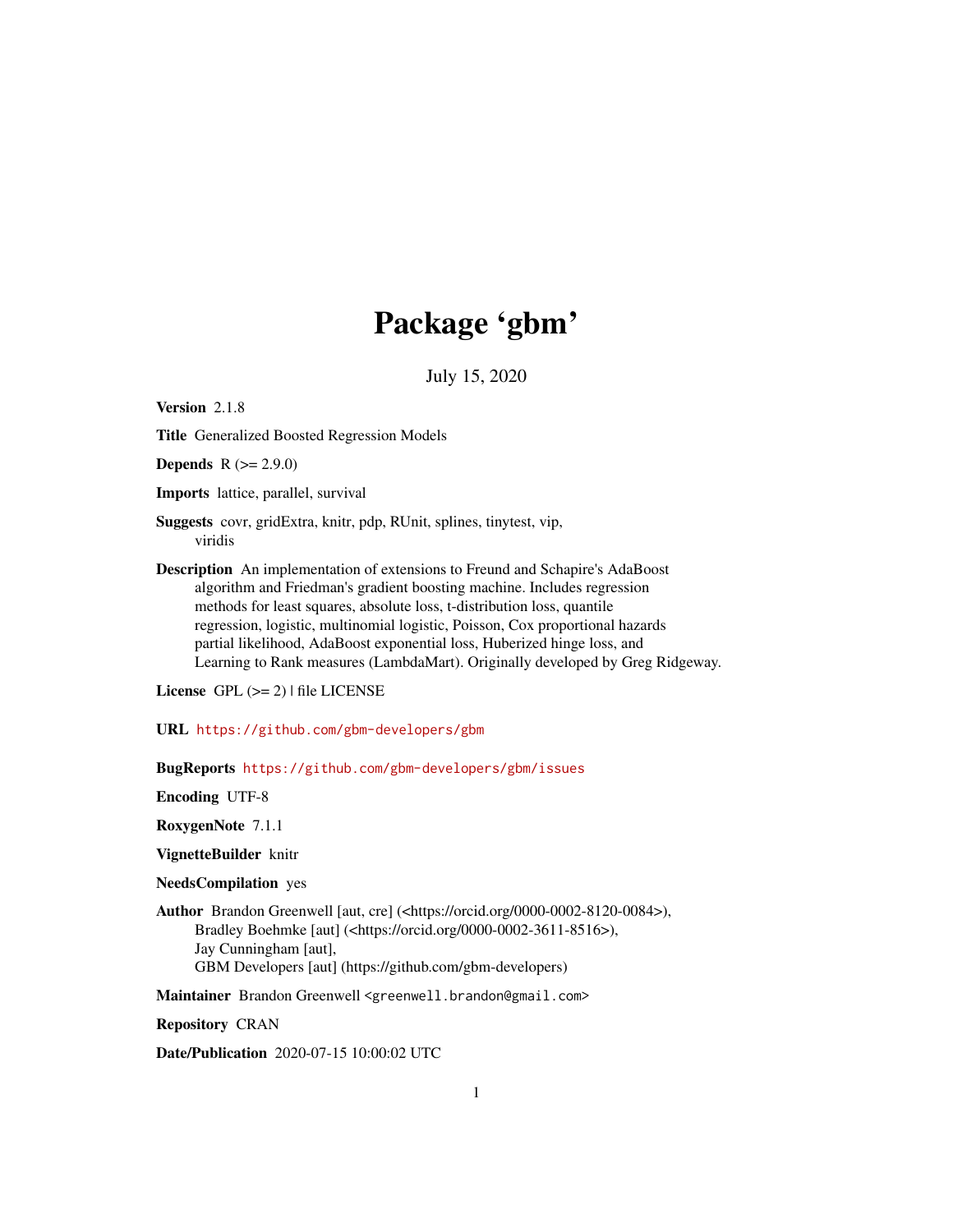# Package 'gbm'

July 15, 2020

**Version** 2.1.8

**Title** Generalized Boosted Regression Models

**Depends** R (>= 2.9.0)

**Imports** lattice, parallel, survival

**Suggests** covr, gridExtra, knitr, pdp, RUnit, splines, tinytest, vip, viridis

**Description** An implementation of extensions to Freund and Schapire's AdaBoost algorithm and Friedman's gradient boosting machine. Includes regression methods for least squares, absolute loss, t-distribution loss, quantile regression, logistic, multinomial logistic, Poisson, Cox proportional hazards partial likelihood, AdaBoost exponential loss, Huberized hinge loss, and Learning to Rank measures (LambdaMart). Originally developed by Greg Ridgeway.

**License** GPL (>= 2) | file LICENSE

**URL** https://github.com/gbm-developers/gbm

**BugReports** https://github.com/gbm-developers/gbm/issues

**Encoding** UTF-8

**RoxygenNote** 7.1.1

**VignetteBuilder** knitr

**NeedsCompilation** yes

**Author** Brandon Greenwell [aut, cre] (<https://orcid.org/0000-0002-8120-0084>), Bradley Boehmke [aut] (<https://orcid.org/0000-0002-3611-8516>), Jay Cunningham [aut], GBM Developers [aut] (https://github.com/gbm-developers)

**Maintainer** Brandon Greenwell <greenwell.brandon@gmail.com>

**Repository** CRAN

**Date/Publication** 2020-07-15 10:00:02 UTC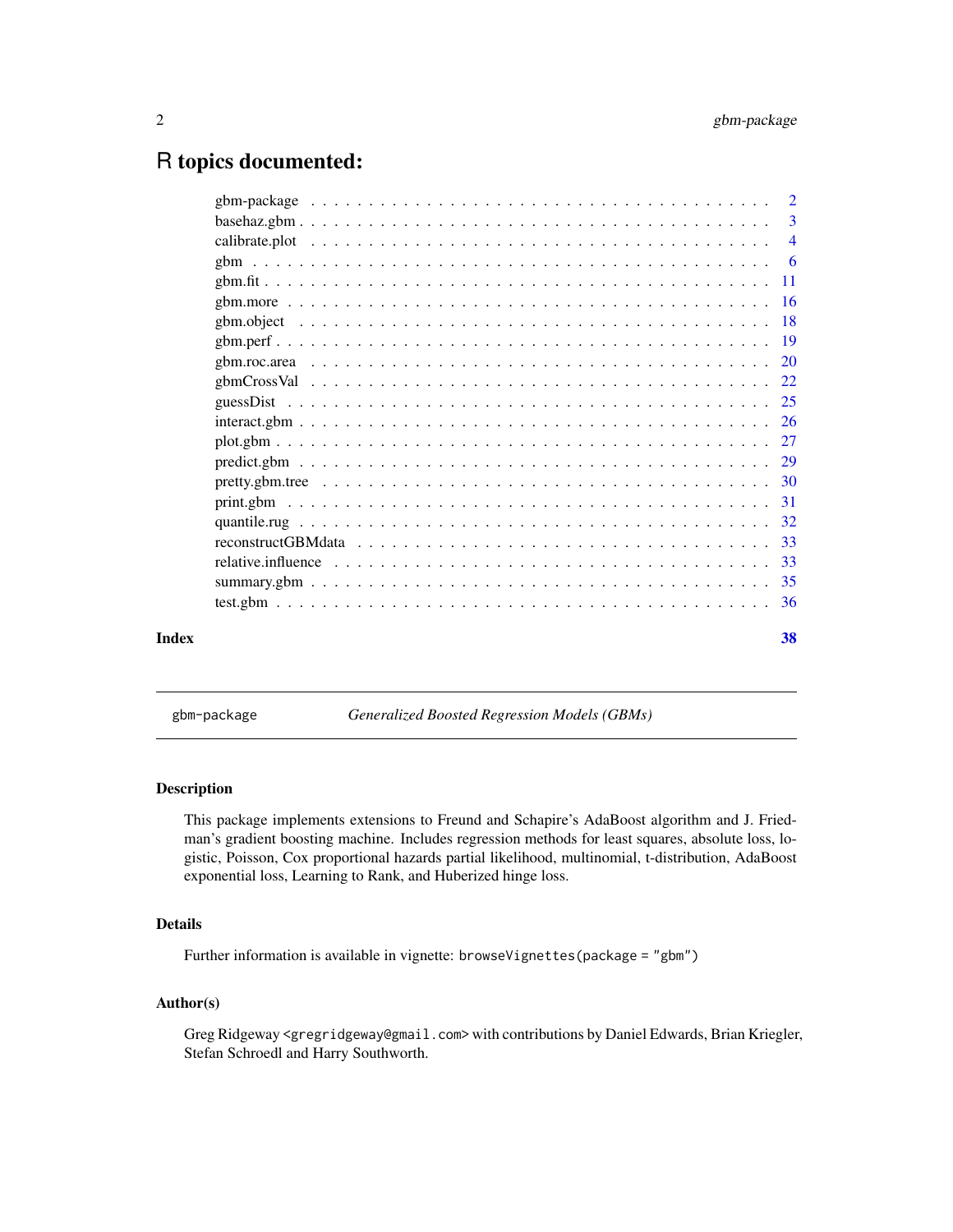# R topics documented:

| | |
|---|---|
| gbm-package | 2 |
| basehaz.gbm | 3 |
| calibrate.plot | 4 |
| gbm | 6 |
| gbm.fit | 11 |
| gbm.more | 16 |
| gbm.object | 18 |
| gbm.perf | 19 |
| gbm.roc.area | 20 |
| gbmCrossVal | 22 |
| guessDist | 25 |
| interact.gbm | 26 |
| plot.gbm | 27 |
| predict.gbm | 29 |
| pretty.gbm.tree | 30 |
| print.gbm | 31 |
| quantile.rug | 32 |
| reconstructGBMdata | 33 |
| relative.influence | 33 |
| summary.gbm | 35 |
| test.gbm | 36 |

**Index** **38**

---

`gbm-package` *Generalized Boosted Regression Models (GBMs)*

---

## Description

This package implements extensions to Freund and Schapire's AdaBoost algorithm and J. Friedman's gradient boosting machine. Includes regression methods for least squares, absolute loss, logistic, Poisson, Cox proportional hazards partial likelihood, multinomial, t-distribution, AdaBoost exponential loss, Learning to Rank, and Huberized hinge loss.

## Details

Further information is available in vignette: `browseVignettes(package = "gbm")`

## Author(s)

Greg Ridgeway <gregridgeway@gmail.com> with contributions by Daniel Edwards, Brian Kriegler, Stefan Schroedl and Harry Southworth.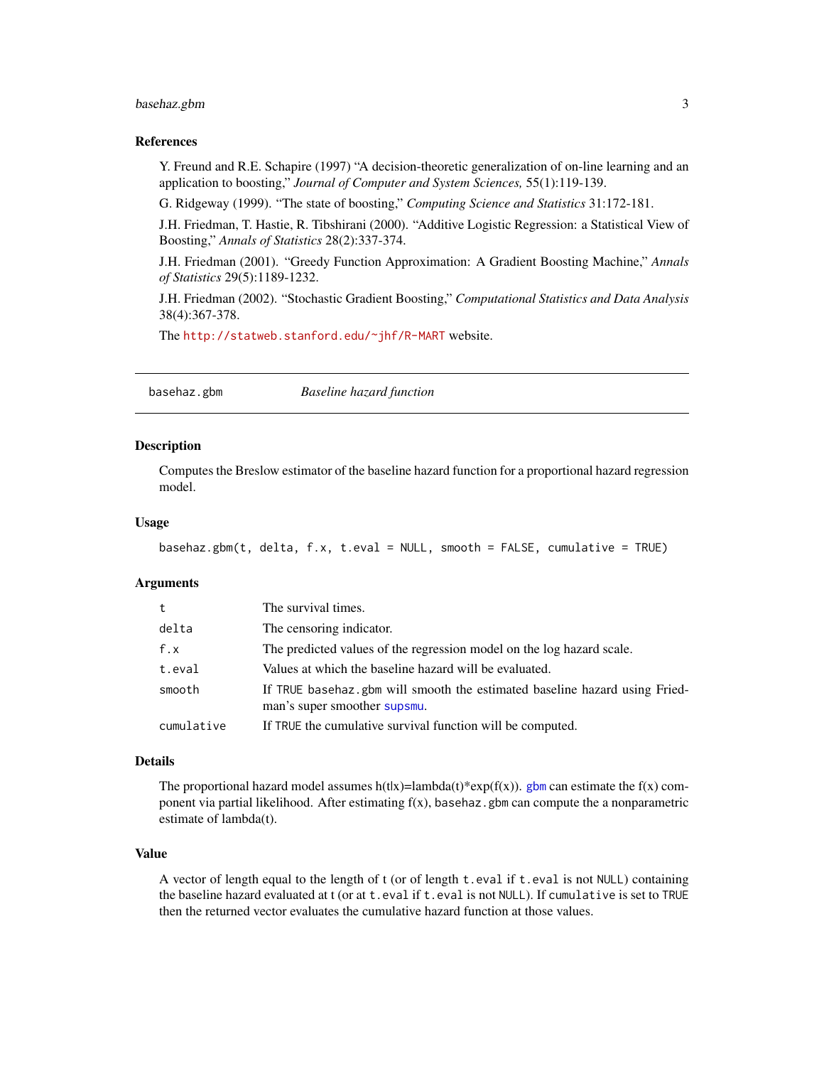### References

Y. Freund and R.E. Schapire (1997) "A decision-theoretic generalization of on-line learning and an application to boosting," *Journal of Computer and System Sciences,* 55(1):119-139.

G. Ridgeway (1999). "The state of boosting," *Computing Science and Statistics* 31:172-181.

J.H. Friedman, T. Hastie, R. Tibshirani (2000). "Additive Logistic Regression: a Statistical View of Boosting," *Annals of Statistics* 28(2):337-374.

J.H. Friedman (2001). "Greedy Function Approximation: A Gradient Boosting Machine," *Annals of Statistics* 29(5):1189-1232.

J.H. Friedman (2002). "Stochastic Gradient Boosting," *Computational Statistics and Data Analysis* 38(4):367-378.

The `http://statweb.stanford.edu/~jhf/R-MART` website.

---

## basehaz.gbm — *Baseline hazard function*

### Description

Computes the Breslow estimator of the baseline hazard function for a proportional hazard regression model.

### Usage

```
basehaz.gbm(t, delta, f.x, t.eval = NULL, smooth = FALSE, cumulative = TRUE)
```

### Arguments

| | |
|---|---|
| `t` | The survival times. |
| `delta` | The censoring indicator. |
| `f.x` | The predicted values of the regression model on the log hazard scale. |
| `t.eval` | Values at which the baseline hazard will be evaluated. |
| `smooth` | If `TRUE` `basehaz.gbm` will smooth the estimated baseline hazard using Friedman's super smoother `supsmu`. |
| `cumulative` | If `TRUE` the cumulative survival function will be computed. |

### Details

The proportional hazard model assumes h(t|x)=lambda(t)*exp(f(x)). `gbm` can estimate the f(x) component via partial likelihood. After estimating f(x), `basehaz.gbm` can compute the a nonparametric estimate of lambda(t).

### Value

A vector of length equal to the length of t (or of length `t.eval` if `t.eval` is not `NULL`) containing the baseline hazard evaluated at t (or at `t.eval` if `t.eval` is not `NULL`). If `cumulative` is set to `TRUE` then the returned vector evaluates the cumulative hazard function at those values.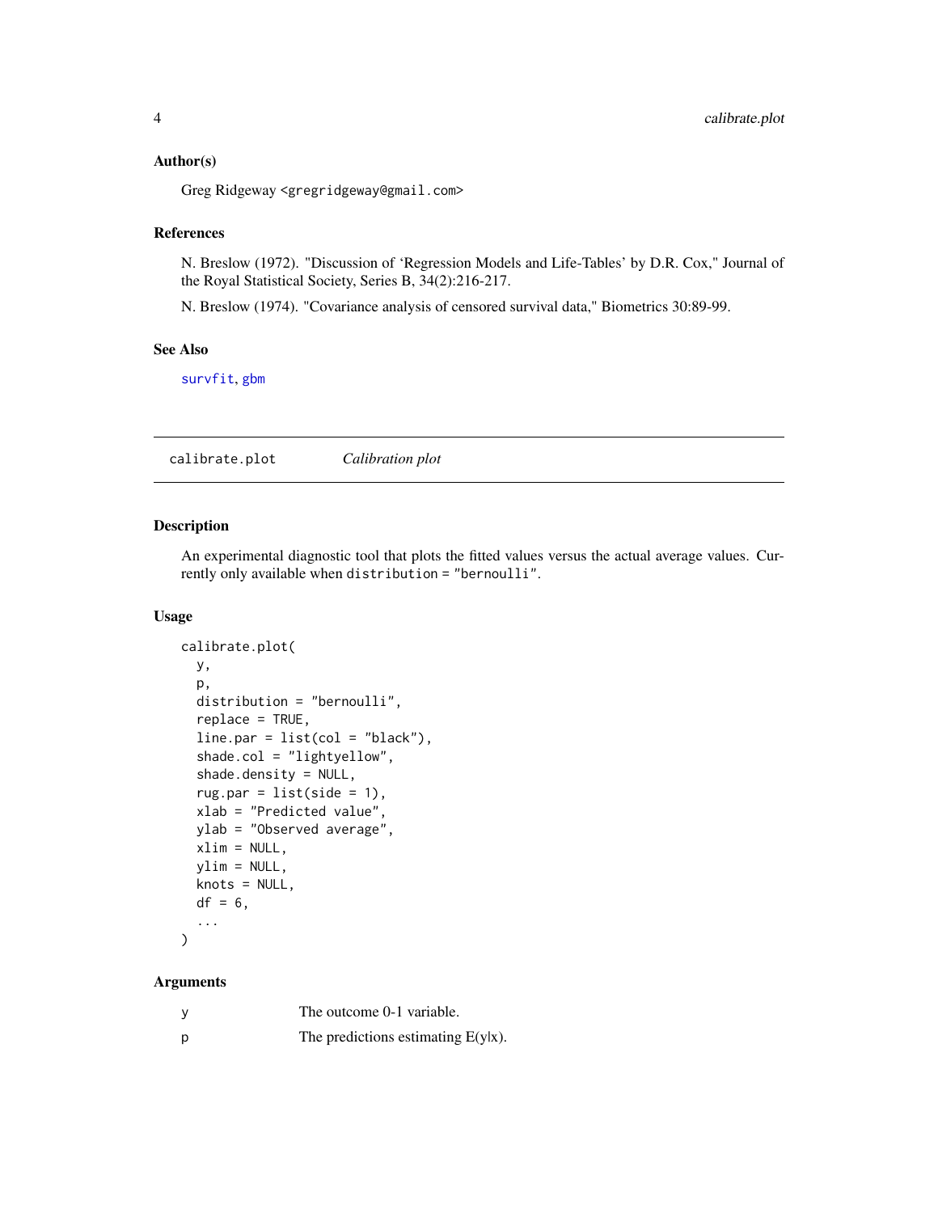### Author(s)

Greg Ridgeway <gregridgeway@gmail.com>

### References

N. Breslow (1972). "Discussion of 'Regression Models and Life-Tables' by D.R. Cox," Journal of the Royal Statistical Society, Series B, 34(2):216-217.

N. Breslow (1974). "Covariance analysis of censored survival data," Biometrics 30:89-99.

### See Also

survfit, gbm

---

## calibrate.plot &nbsp;&nbsp;&nbsp; *Calibration plot*

---

### Description

An experimental diagnostic tool that plots the fitted values versus the actual average values. Currently only available when `distribution = "bernoulli"`.

### Usage

```
calibrate.plot(
  y,
  p,
  distribution = "bernoulli",
  replace = TRUE,
  line.par = list(col = "black"),
  shade.col = "lightyellow",
  shade.density = NULL,
  rug.par = list(side = 1),
  xlab = "Predicted value",
  ylab = "Observed average",
  xlim = NULL,
  ylim = NULL,
  knots = NULL,
  df = 6,
  ...
)
```

### Arguments

| | |
|---|---|
| y | The outcome 0-1 variable. |
| p | The predictions estimating E(y\|x). |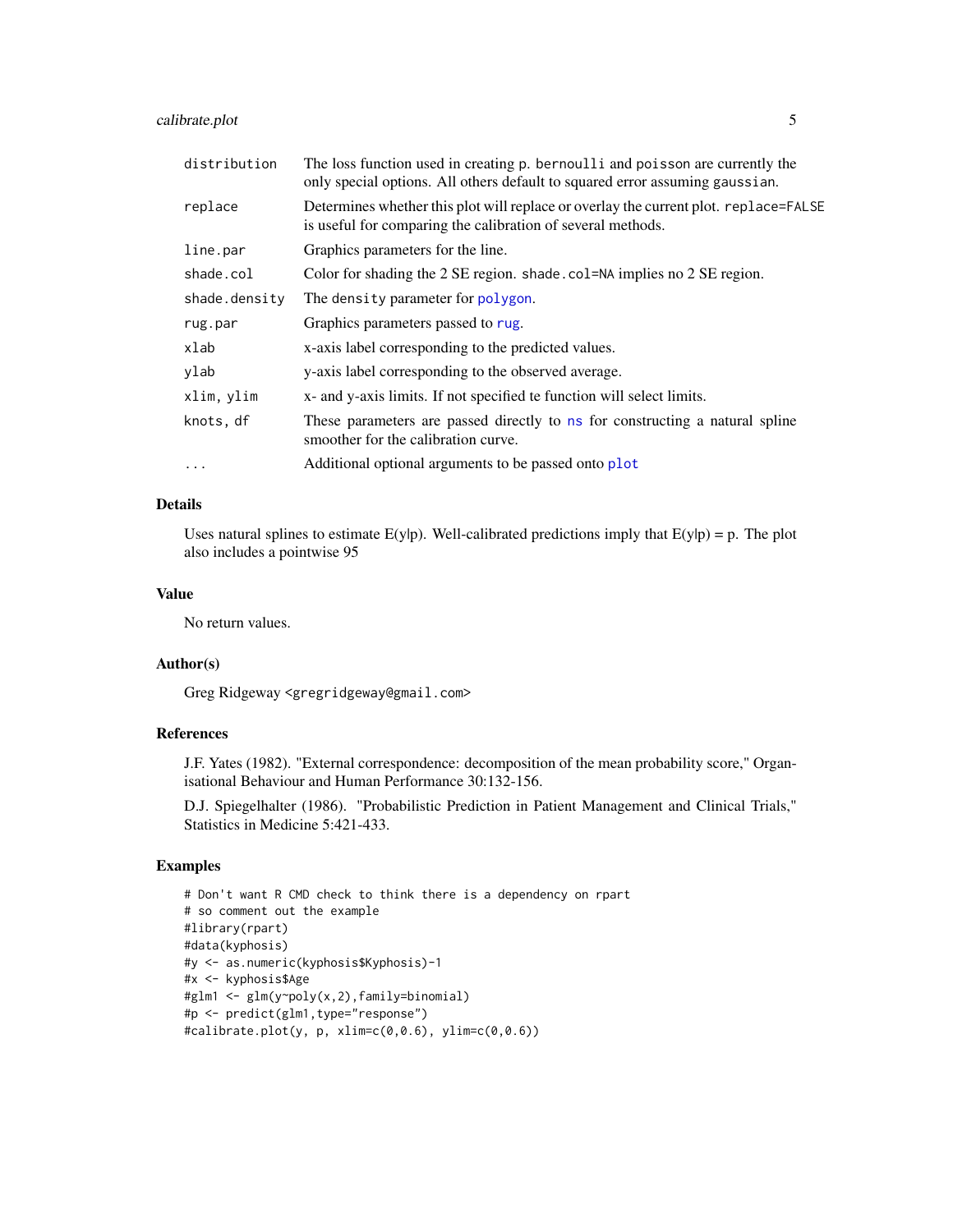| | |
|---|---|
| distribution | The loss function used in creating p. bernoulli and poisson are currently the only special options. All others default to squared error assuming gaussian. |
| replace | Determines whether this plot will replace or overlay the current plot. replace=FALSE is useful for comparing the calibration of several methods. |
| line.par | Graphics parameters for the line. |
| shade.col | Color for shading the 2 SE region. shade.col=NA implies no 2 SE region. |
| shade.density | The density parameter for polygon. |
| rug.par | Graphics parameters passed to rug. |
| xlab | x-axis label corresponding to the predicted values. |
| ylab | y-axis label corresponding to the observed average. |
| xlim, ylim | x- and y-axis limits. If not specified te function will select limits. |
| knots, df | These parameters are passed directly to ns for constructing a natural spline smoother for the calibration curve. |
| ... | Additional optional arguments to be passed onto plot |

### Details

Uses natural splines to estimate E(y|p). Well-calibrated predictions imply that E(y|p) = p. The plot also includes a pointwise 95

### Value

No return values.

### Author(s)

Greg Ridgeway <gregridgeway@gmail.com>

### References

J.F. Yates (1982). "External correspondence: decomposition of the mean probability score," Organisational Behaviour and Human Performance 30:132-156.

D.J. Spiegelhalter (1986). "Probabilistic Prediction in Patient Management and Clinical Trials," Statistics in Medicine 5:421-433.

### Examples

```
# Don't want R CMD check to think there is a dependency on rpart
# so comment out the example
#library(rpart)
#data(kyphosis)
#y <- as.numeric(kyphosis$Kyphosis)-1
#x <- kyphosis$Age
#glm1 <- glm(y~poly(x,2),family=binomial)
#p <- predict(glm1,type="response")
#calibrate.plot(y, p, xlim=c(0,0.6), ylim=c(0,0.6))
```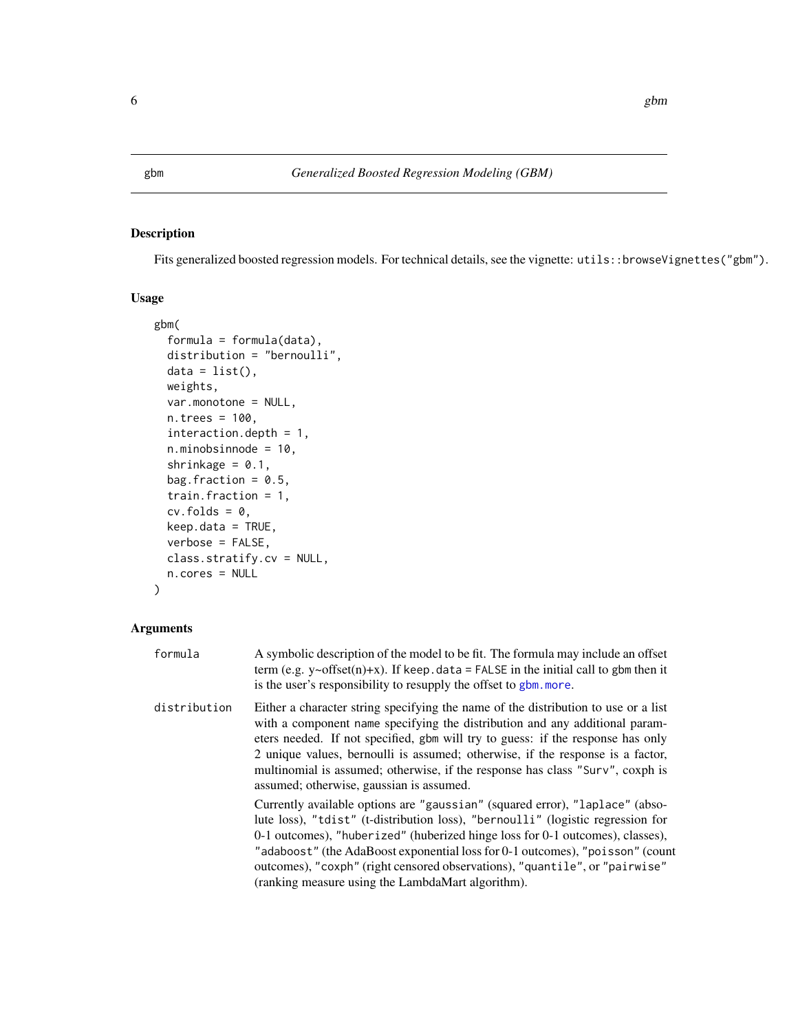## gbm — *Generalized Boosted Regression Modeling (GBM)*

### Description

Fits generalized boosted regression models. For technical details, see the vignette: `utils::browseVignettes("gbm")`.

### Usage

```
gbm(
  formula = formula(data),
  distribution = "bernoulli",
  data = list(),
  weights,
  var.monotone = NULL,
  n.trees = 100,
  interaction.depth = 1,
  n.minobsinnode = 10,
  shrinkage = 0.1,
  bag.fraction = 0.5,
  train.fraction = 1,
  cv.folds = 0,
  keep.data = TRUE,
  verbose = FALSE,
  class.stratify.cv = NULL,
  n.cores = NULL
)
```

### Arguments

`formula` A symbolic description of the model to be fit. The formula may include an offset term (e.g. y~offset(n)+x). If `keep.data = FALSE` in the initial call to `gbm` then it is the user's responsibility to resupply the offset to `gbm.more`.

`distribution` Either a character string specifying the name of the distribution to use or a list with a component `name` specifying the distribution and any additional parameters needed. If not specified, `gbm` will try to guess: if the response has only 2 unique values, bernoulli is assumed; otherwise, if the response is a factor, multinomial is assumed; otherwise, if the response has class `"Surv"`, coxph is assumed; otherwise, gaussian is assumed.

Currently available options are `"gaussian"` (squared error), `"laplace"` (absolute loss), `"tdist"` (t-distribution loss), `"bernoulli"` (logistic regression for 0-1 outcomes), `"huberized"` (huberized hinge loss for 0-1 outcomes), classes), `"adaboost"` (the AdaBoost exponential loss for 0-1 outcomes), `"poisson"` (count outcomes), `"coxph"` (right censored observations), `"quantile"`, or `"pairwise"` (ranking measure using the LambdaMart algorithm).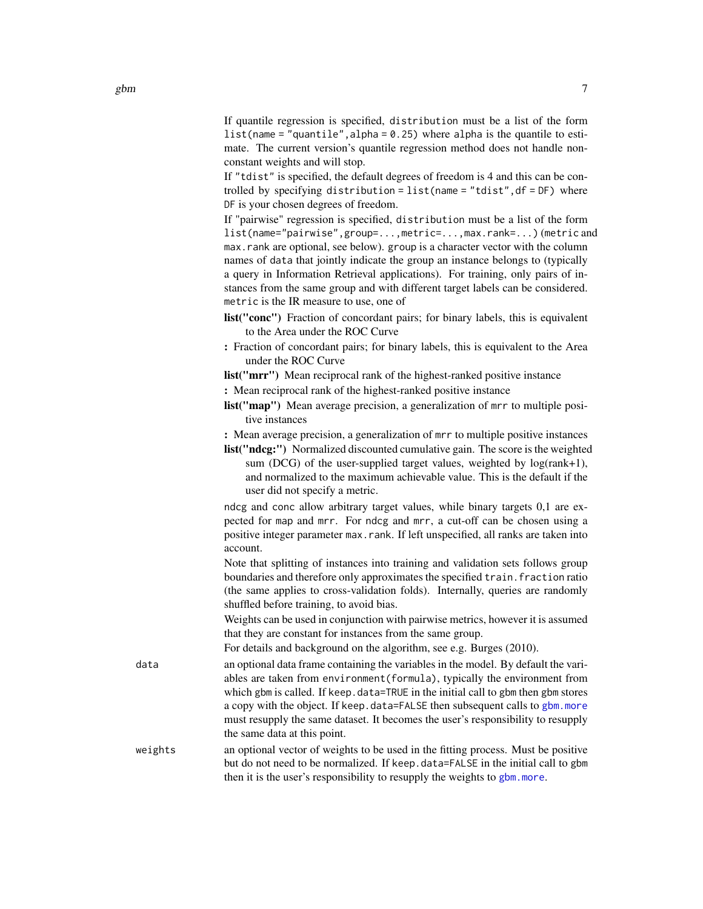If quantile regression is specified, `distribution` must be a list of the form `list(name = "quantile",alpha = 0.25)` where `alpha` is the quantile to estimate. The current version's quantile regression method does not handle non-constant weights and will stop.

If `"tdist"` is specified, the default degrees of freedom is 4 and this can be controlled by specifying `distribution = list(name = "tdist",df = DF)` where `DF` is your chosen degrees of freedom.

If "pairwise" regression is specified, `distribution` must be a list of the form `list(name="pairwise",group=...,metric=...,max.rank=...)` (`metric` and `max.rank` are optional, see below). `group` is a character vector with the column names of `data` that jointly indicate the group an instance belongs to (typically a query in Information Retrieval applications). For training, only pairs of instances from the same group and with different target labels can be considered. `metric` is the IR measure to use, one of

**list("conc")** Fraction of concordant pairs; for binary labels, this is equivalent to the Area under the ROC Curve

**:** Fraction of concordant pairs; for binary labels, this is equivalent to the Area under the ROC Curve

**list("mrr")** Mean reciprocal rank of the highest-ranked positive instance

**:** Mean reciprocal rank of the highest-ranked positive instance

**list("map")** Mean average precision, a generalization of `mrr` to multiple positive instances

**:** Mean average precision, a generalization of `mrr` to multiple positive instances

**list("ndcg:")** Normalized discounted cumulative gain. The score is the weighted sum (DCG) of the user-supplied target values, weighted by log(rank+1), and normalized to the maximum achievable value. This is the default if the user did not specify a metric.

`ndcg` and `conc` allow arbitrary target values, while binary targets 0,1 are expected for `map` and `mrr`. For `ndcg` and `mrr`, a cut-off can be chosen using a positive integer parameter `max.rank`. If left unspecified, all ranks are taken into account.

Note that splitting of instances into training and validation sets follows group boundaries and therefore only approximates the specified `train.fraction` ratio (the same applies to cross-validation folds). Internally, queries are randomly shuffled before training, to avoid bias.

Weights can be used in conjunction with pairwise metrics, however it is assumed that they are constant for instances from the same group.

For details and background on the algorithm, see e.g. Burges (2010).

`data` an optional data frame containing the variables in the model. By default the variables are taken from `environment(formula)`, typically the environment from which `gbm` is called. If `keep.data=TRUE` in the initial call to `gbm` then `gbm` stores a copy with the object. If `keep.data=FALSE` then subsequent calls to `gbm.more` must resupply the same dataset. It becomes the user's responsibility to resupply the same data at this point.

`weights` an optional vector of weights to be used in the fitting process. Must be positive but do not need to be normalized. If `keep.data=FALSE` in the initial call to `gbm` then it is the user's responsibility to resupply the weights to `gbm.more`.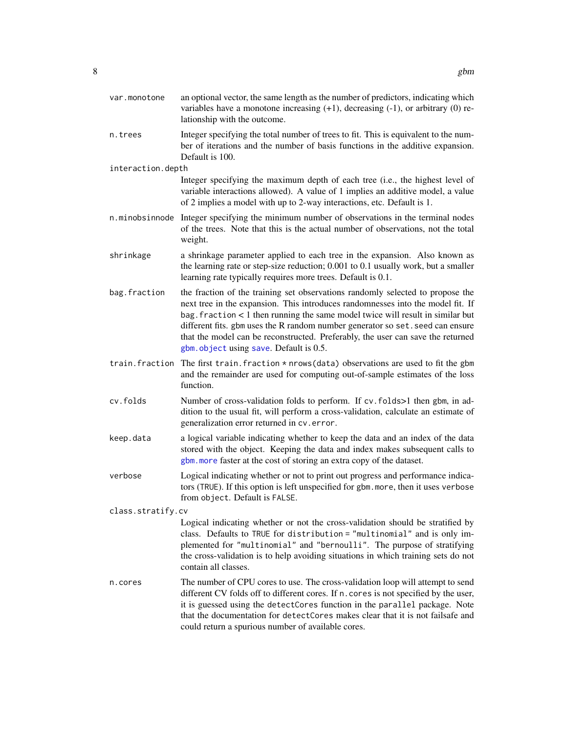`var.monotone`
: an optional vector, the same length as the number of predictors, indicating which variables have a monotone increasing (+1), decreasing (-1), or arbitrary (0) relationship with the outcome.

`n.trees`
: Integer specifying the total number of trees to fit. This is equivalent to the number of iterations and the number of basis functions in the additive expansion. Default is 100.

`interaction.depth`
: Integer specifying the maximum depth of each tree (i.e., the highest level of variable interactions allowed). A value of 1 implies an additive model, a value of 2 implies a model with up to 2-way interactions, etc. Default is 1.

`n.minobsinnode`
: Integer specifying the minimum number of observations in the terminal nodes of the trees. Note that this is the actual number of observations, not the total weight.

`shrinkage`
: a shrinkage parameter applied to each tree in the expansion. Also known as the learning rate or step-size reduction; 0.001 to 0.1 usually work, but a smaller learning rate typically requires more trees. Default is 0.1.

`bag.fraction`
: the fraction of the training set observations randomly selected to propose the next tree in the expansion. This introduces randomnesses into the model fit. If `bag.fraction` < 1 then running the same model twice will result in similar but different fits. `gbm` uses the R random number generator so `set.seed` can ensure that the model can be reconstructed. Preferably, the user can save the returned `gbm.object` using `save`. Default is 0.5.

`train.fraction`
: The first `train.fraction * nrows(data)` observations are used to fit the `gbm` and the remainder are used for computing out-of-sample estimates of the loss function.

`cv.folds`
: Number of cross-validation folds to perform. If `cv.folds`>1 then `gbm`, in addition to the usual fit, will perform a cross-validation, calculate an estimate of generalization error returned in `cv.error`.

`keep.data`
: a logical variable indicating whether to keep the data and an index of the data stored with the object. Keeping the data and index makes subsequent calls to `gbm.more` faster at the cost of storing an extra copy of the dataset.

`verbose`
: Logical indicating whether or not to print out progress and performance indicators (`TRUE`). If this option is left unspecified for `gbm.more`, then it uses `verbose` from `object`. Default is `FALSE`.

`class.stratify.cv`
: Logical indicating whether or not the cross-validation should be stratified by class. Defaults to `TRUE` for `distribution = "multinomial"` and is only implemented for `"multinomial"` and `"bernoulli"`. The purpose of stratifying the cross-validation is to help avoiding situations in which training sets do not contain all classes.

`n.cores`
: The number of CPU cores to use. The cross-validation loop will attempt to send different CV folds off to different cores. If `n.cores` is not specified by the user, it is guessed using the `detectCores` function in the `parallel` package. Note that the documentation for `detectCores` makes clear that it is not failsafe and could return a spurious number of available cores.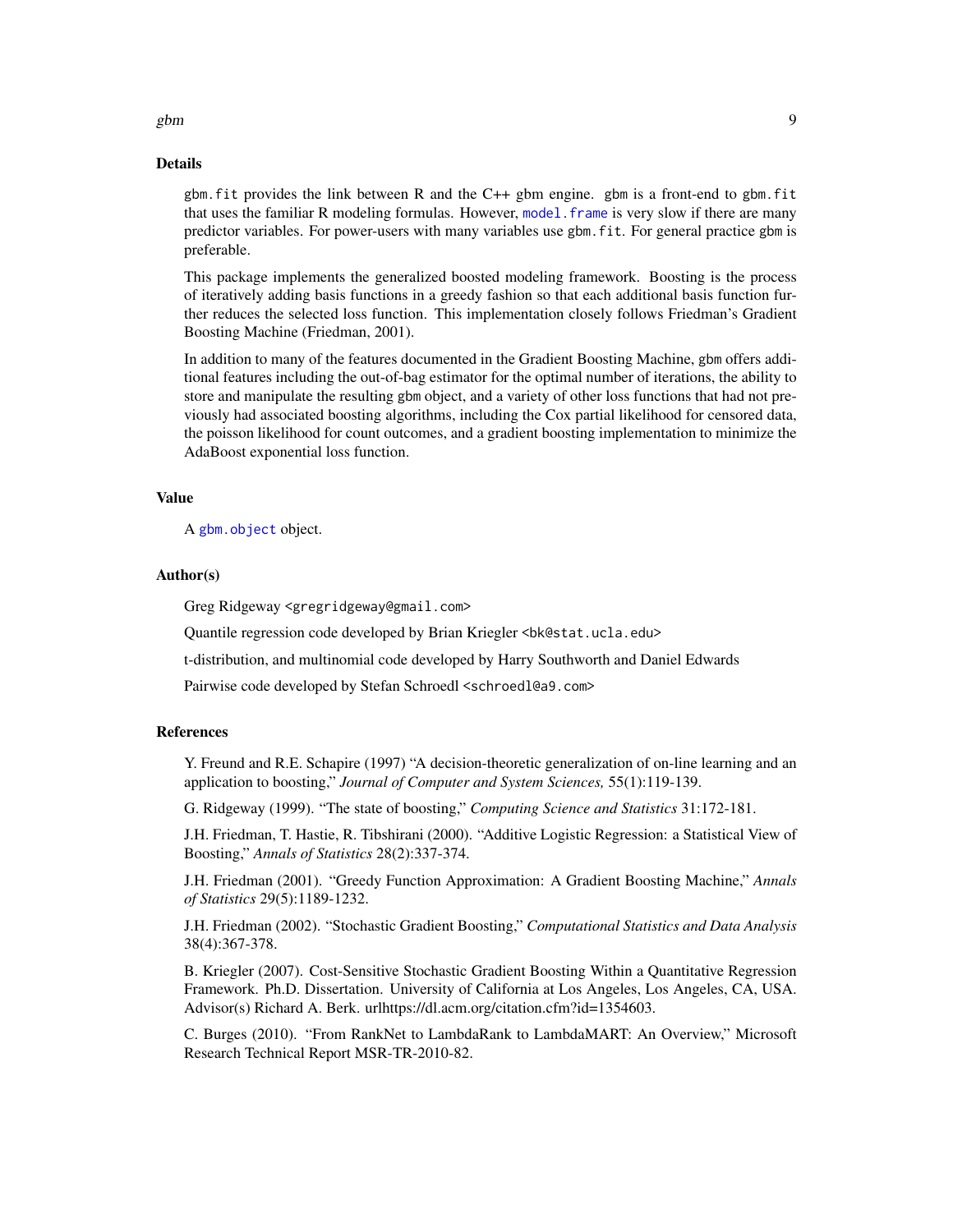## Details

gbm.fit provides the link between R and the C++ gbm engine. gbm is a front-end to gbm.fit that uses the familiar R modeling formulas. However, model.frame is very slow if there are many predictor variables. For power-users with many variables use gbm.fit. For general practice gbm is preferable.

This package implements the generalized boosted modeling framework. Boosting is the process of iteratively adding basis functions in a greedy fashion so that each additional basis function further reduces the selected loss function. This implementation closely follows Friedman's Gradient Boosting Machine (Friedman, 2001).

In addition to many of the features documented in the Gradient Boosting Machine, gbm offers additional features including the out-of-bag estimator for the optimal number of iterations, the ability to store and manipulate the resulting gbm object, and a variety of other loss functions that had not previously had associated boosting algorithms, including the Cox partial likelihood for censored data, the poisson likelihood for count outcomes, and a gradient boosting implementation to minimize the AdaBoost exponential loss function.

## Value

A gbm.object object.

## Author(s)

Greg Ridgeway <gregridgeway@gmail.com>

Quantile regression code developed by Brian Kriegler <bk@stat.ucla.edu>

t-distribution, and multinomial code developed by Harry Southworth and Daniel Edwards

Pairwise code developed by Stefan Schroedl <schroedl@a9.com>

## References

Y. Freund and R.E. Schapire (1997) "A decision-theoretic generalization of on-line learning and an application to boosting," *Journal of Computer and System Sciences,* 55(1):119-139.

G. Ridgeway (1999). "The state of boosting," *Computing Science and Statistics* 31:172-181.

J.H. Friedman, T. Hastie, R. Tibshirani (2000). "Additive Logistic Regression: a Statistical View of Boosting," *Annals of Statistics* 28(2):337-374.

J.H. Friedman (2001). "Greedy Function Approximation: A Gradient Boosting Machine," *Annals of Statistics* 29(5):1189-1232.

J.H. Friedman (2002). "Stochastic Gradient Boosting," *Computational Statistics and Data Analysis* 38(4):367-378.

B. Kriegler (2007). Cost-Sensitive Stochastic Gradient Boosting Within a Quantitative Regression Framework. Ph.D. Dissertation. University of California at Los Angeles, Los Angeles, CA, USA. Advisor(s) Richard A. Berk. urlhttps://dl.acm.org/citation.cfm?id=1354603.

C. Burges (2010). "From RankNet to LambdaRank to LambdaMART: An Overview," Microsoft Research Technical Report MSR-TR-2010-82.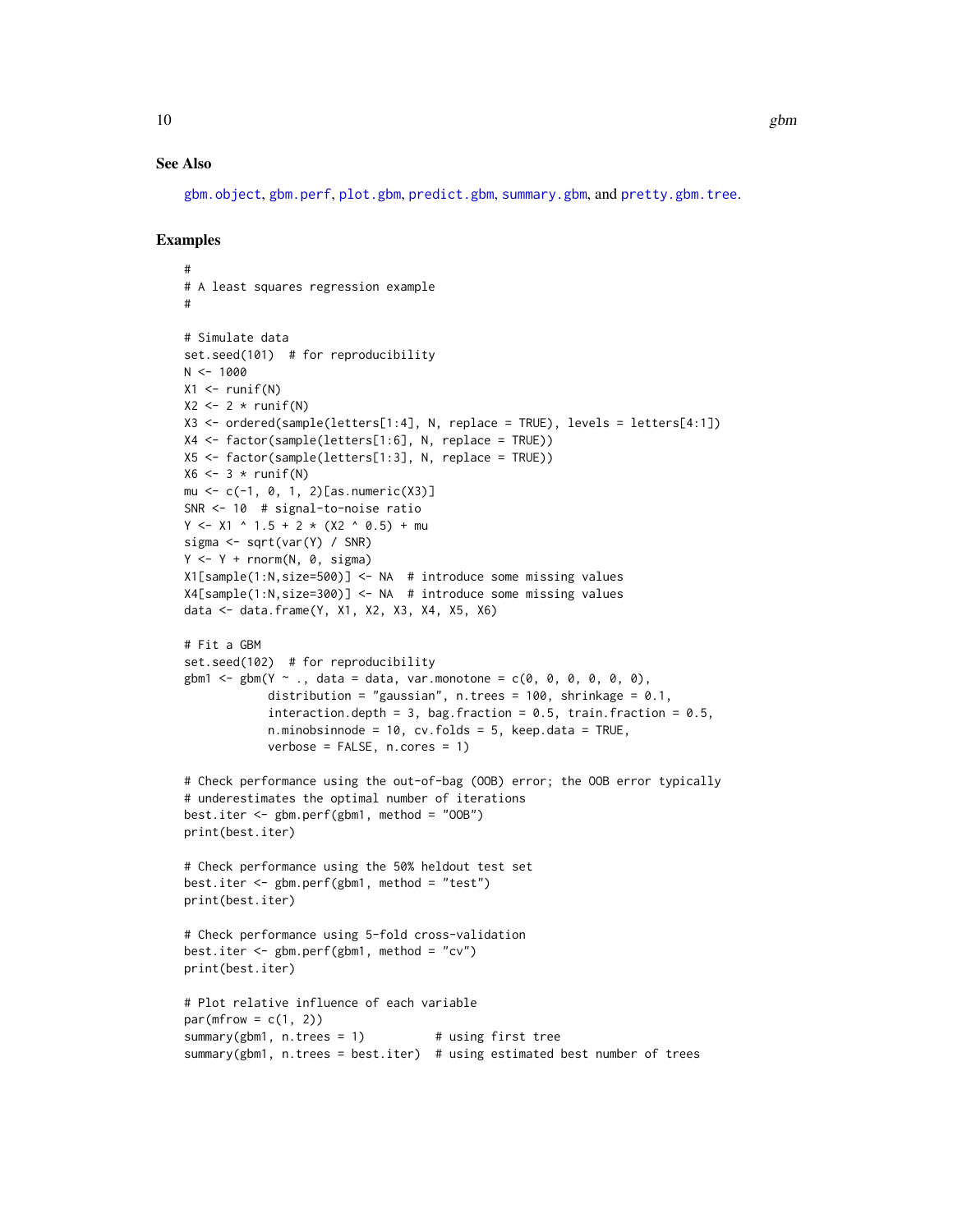## See Also

gbm.object, gbm.perf, plot.gbm, predict.gbm, summary.gbm, and pretty.gbm.tree.

## Examples

```
#
# A least squares regression example
#

# Simulate data
set.seed(101)  # for reproducibility
N <- 1000
X1 <- runif(N)
X2 <- 2 * runif(N)
X3 <- ordered(sample(letters[1:4], N, replace = TRUE), levels = letters[4:1])
X4 <- factor(sample(letters[1:6], N, replace = TRUE))
X5 <- factor(sample(letters[1:3], N, replace = TRUE))
X6 <- 3 * runif(N)
mu <- c(-1, 0, 1, 2)[as.numeric(X3)]
SNR <- 10  # signal-to-noise ratio
Y <- X1 ^ 1.5 + 2 * (X2 ^ 0.5) + mu
sigma <- sqrt(var(Y) / SNR)
Y <- Y + rnorm(N, 0, sigma)
X1[sample(1:N,size=500)] <- NA  # introduce some missing values
X4[sample(1:N,size=300)] <- NA  # introduce some missing values
data <- data.frame(Y, X1, X2, X3, X4, X5, X6)

# Fit a GBM
set.seed(102)  # for reproducibility
gbm1 <- gbm(Y ~ ., data = data, var.monotone = c(0, 0, 0, 0, 0, 0),
            distribution = "gaussian", n.trees = 100, shrinkage = 0.1,
            interaction.depth = 3, bag.fraction = 0.5, train.fraction = 0.5,
            n.minobsinnode = 10, cv.folds = 5, keep.data = TRUE,
            verbose = FALSE, n.cores = 1)

# Check performance using the out-of-bag (OOB) error; the OOB error typically
# underestimates the optimal number of iterations
best.iter <- gbm.perf(gbm1, method = "OOB")
print(best.iter)

# Check performance using the 50% heldout test set
best.iter <- gbm.perf(gbm1, method = "test")
print(best.iter)

# Check performance using 5-fold cross-validation
best.iter <- gbm.perf(gbm1, method = "cv")
print(best.iter)

# Plot relative influence of each variable
par(mfrow = c(1, 2))
summary(gbm1, n.trees = 1)          # using first tree
summary(gbm1, n.trees = best.iter)  # using estimated best number of trees
```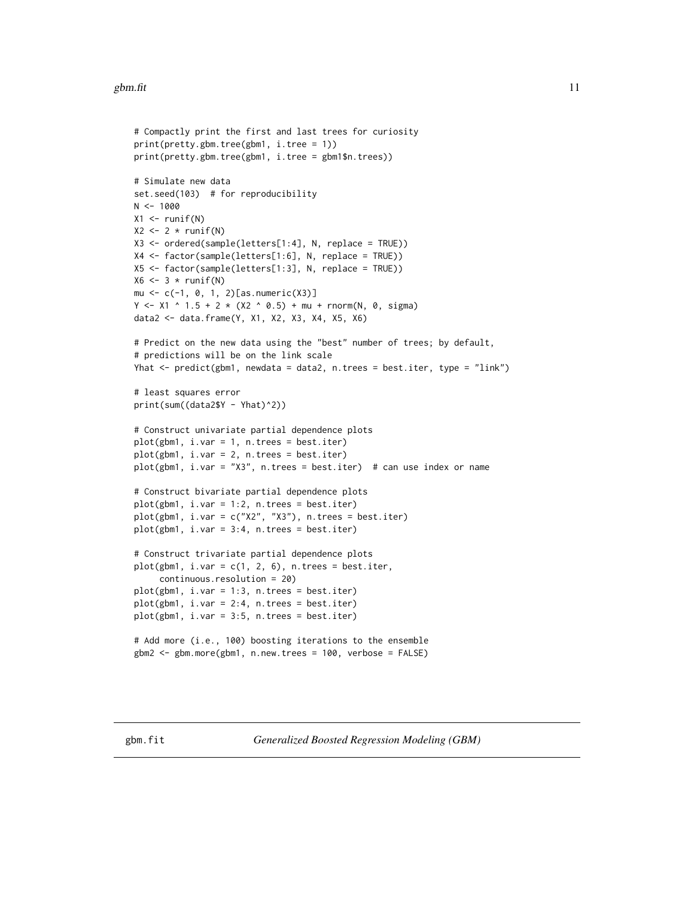```
# Compactly print the first and last trees for curiosity
print(pretty.gbm.tree(gbm1, i.tree = 1))
print(pretty.gbm.tree(gbm1, i.tree = gbm1$n.trees))

# Simulate new data
set.seed(103)  # for reproducibility
N <- 1000
X1 <- runif(N)
X2 <- 2 * runif(N)
X3 <- ordered(sample(letters[1:4], N, replace = TRUE))
X4 <- factor(sample(letters[1:6], N, replace = TRUE))
X5 <- factor(sample(letters[1:3], N, replace = TRUE))
X6 <- 3 * runif(N)
mu <- c(-1, 0, 1, 2)[as.numeric(X3)]
Y <- X1 ^ 1.5 + 2 * (X2 ^ 0.5) + mu + rnorm(N, 0, sigma)
data2 <- data.frame(Y, X1, X2, X3, X4, X5, X6)

# Predict on the new data using the "best" number of trees; by default,
# predictions will be on the link scale
Yhat <- predict(gbm1, newdata = data2, n.trees = best.iter, type = "link")

# least squares error
print(sum((data2$Y - Yhat)^2))

# Construct univariate partial dependence plots
plot(gbm1, i.var = 1, n.trees = best.iter)
plot(gbm1, i.var = 2, n.trees = best.iter)
plot(gbm1, i.var = "X3", n.trees = best.iter)  # can use index or name

# Construct bivariate partial dependence plots
plot(gbm1, i.var = 1:2, n.trees = best.iter)
plot(gbm1, i.var = c("X2", "X3"), n.trees = best.iter)
plot(gbm1, i.var = 3:4, n.trees = best.iter)

# Construct trivariate partial dependence plots
plot(gbm1, i.var = c(1, 2, 6), n.trees = best.iter,
     continuous.resolution = 20)
plot(gbm1, i.var = 1:3, n.trees = best.iter)
plot(gbm1, i.var = 2:4, n.trees = best.iter)
plot(gbm1, i.var = 3:5, n.trees = best.iter)

# Add more (i.e., 100) boosting iterations to the ensemble
gbm2 <- gbm.more(gbm1, n.new.trees = 100, verbose = FALSE)
```

## gbm.fit — *Generalized Boosted Regression Modeling (GBM)*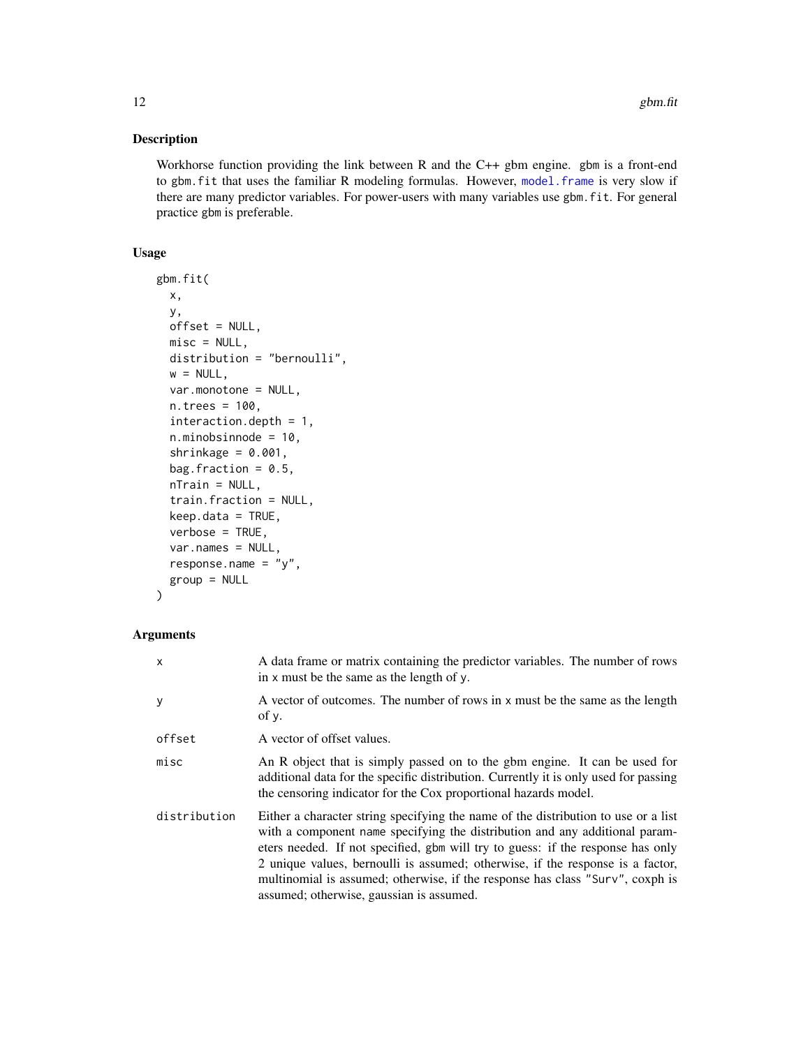## Description

Workhorse function providing the link between R and the C++ gbm engine. gbm is a front-end to gbm.fit that uses the familiar R modeling formulas. However, model.frame is very slow if there are many predictor variables. For power-users with many variables use gbm.fit. For general practice gbm is preferable.

## Usage

```
gbm.fit(
  x,
  y,
  offset = NULL,
  misc = NULL,
  distribution = "bernoulli",
  w = NULL,
  var.monotone = NULL,
  n.trees = 100,
  interaction.depth = 1,
  n.minobsinnode = 10,
  shrinkage = 0.001,
  bag.fraction = 0.5,
  nTrain = NULL,
  train.fraction = NULL,
  keep.data = TRUE,
  verbose = TRUE,
  var.names = NULL,
  response.name = "y",
  group = NULL
)
```

## Arguments

| | |
|---|---|
| x | A data frame or matrix containing the predictor variables. The number of rows in x must be the same as the length of y. |
| y | A vector of outcomes. The number of rows in x must be the same as the length of y. |
| offset | A vector of offset values. |
| misc | An R object that is simply passed on to the gbm engine. It can be used for additional data for the specific distribution. Currently it is only used for passing the censoring indicator for the Cox proportional hazards model. |
| distribution | Either a character string specifying the name of the distribution to use or a list with a component name specifying the distribution and any additional parameters needed. If not specified, gbm will try to guess: if the response has only 2 unique values, bernoulli is assumed; otherwise, if the response is a factor, multinomial is assumed; otherwise, if the response has class "Surv", coxph is assumed; otherwise, gaussian is assumed. |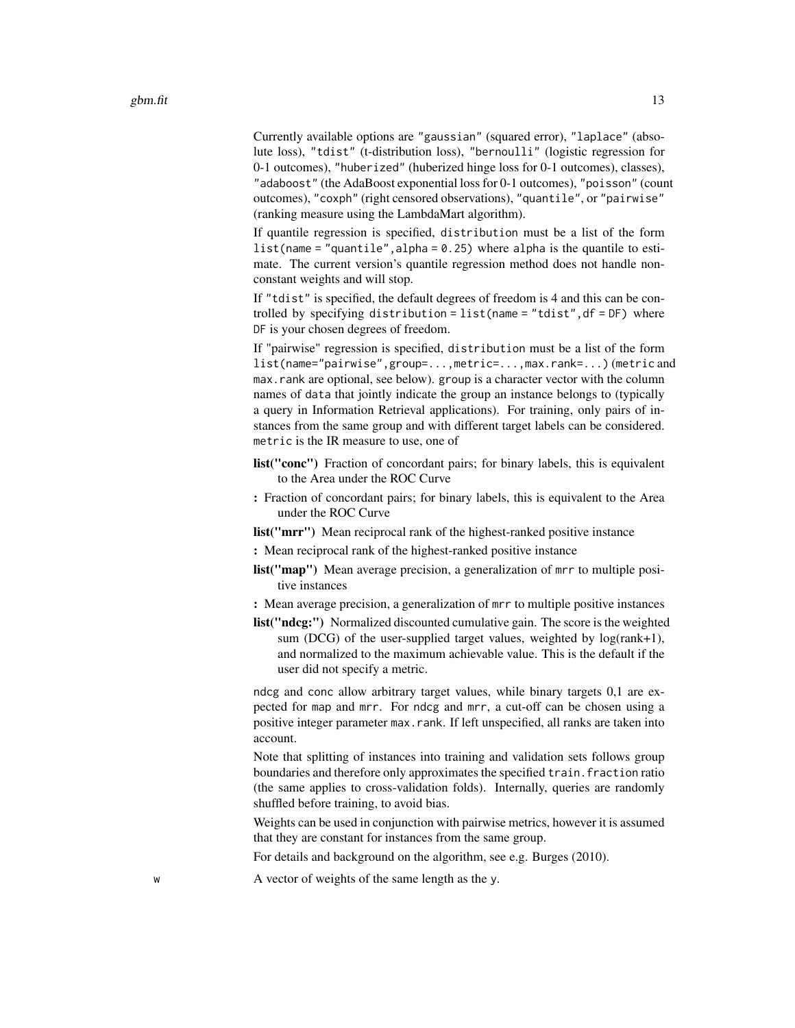Currently available options are "gaussian" (squared error), "laplace" (absolute loss), "tdist" (t-distribution loss), "bernoulli" (logistic regression for 0-1 outcomes), "huberized" (huberized hinge loss for 0-1 outcomes), classes), "adaboost" (the AdaBoost exponential loss for 0-1 outcomes), "poisson" (count outcomes), "coxph" (right censored observations), "quantile", or "pairwise" (ranking measure using the LambdaMart algorithm).

If quantile regression is specified, `distribution` must be a list of the form `list(name = "quantile",alpha = 0.25)` where `alpha` is the quantile to estimate. The current version's quantile regression method does not handle non-constant weights and will stop.

If "tdist" is specified, the default degrees of freedom is 4 and this can be controlled by specifying `distribution = list(name = "tdist",df = DF)` where `DF` is your chosen degrees of freedom.

If "pairwise" regression is specified, `distribution` must be a list of the form `list(name="pairwise",group=...,metric=...,max.rank=...)` (`metric` and `max.rank` are optional, see below). `group` is a character vector with the column names of `data` that jointly indicate the group an instance belongs to (typically a query in Information Retrieval applications). For training, only pairs of instances from the same group and with different target labels can be considered. `metric` is the IR measure to use, one of

**list("conc")** Fraction of concordant pairs; for binary labels, this is equivalent to the Area under the ROC Curve

**:** Fraction of concordant pairs; for binary labels, this is equivalent to the Area under the ROC Curve

**list("mrr")** Mean reciprocal rank of the highest-ranked positive instance

**:** Mean reciprocal rank of the highest-ranked positive instance

**list("map")** Mean average precision, a generalization of `mrr` to multiple positive instances

**:** Mean average precision, a generalization of `mrr` to multiple positive instances

**list("ndcg:")** Normalized discounted cumulative gain. The score is the weighted sum (DCG) of the user-supplied target values, weighted by log(rank+1), and normalized to the maximum achievable value. This is the default if the user did not specify a metric.

`ndcg` and `conc` allow arbitrary target values, while binary targets 0,1 are expected for `map` and `mrr`. For `ndcg` and `mrr`, a cut-off can be chosen using a positive integer parameter `max.rank`. If left unspecified, all ranks are taken into account.

Note that splitting of instances into training and validation sets follows group boundaries and therefore only approximates the specified `train.fraction` ratio (the same applies to cross-validation folds). Internally, queries are randomly shuffled before training, to avoid bias.

Weights can be used in conjunction with pairwise metrics, however it is assumed that they are constant for instances from the same group.

For details and background on the algorithm, see e.g. Burges (2010).

`w` A vector of weights of the same length as the `y`.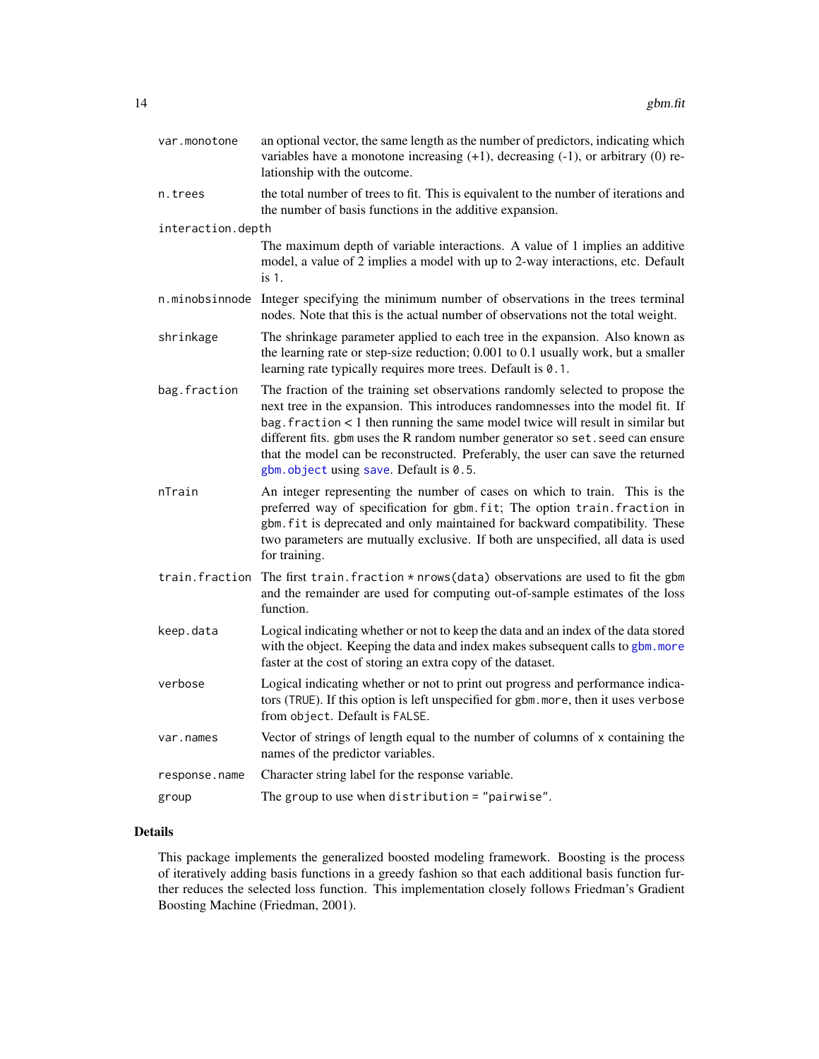| | |
|---|---|
| `var.monotone` | an optional vector, the same length as the number of predictors, indicating which variables have a monotone increasing (+1), decreasing (-1), or arbitrary (0) relationship with the outcome. |
| `n.trees` | the total number of trees to fit. This is equivalent to the number of iterations and the number of basis functions in the additive expansion. |
| `interaction.depth` | The maximum depth of variable interactions. A value of 1 implies an additive model, a value of 2 implies a model with up to 2-way interactions, etc. Default is `1`. |
| `n.minobsinnode` | Integer specifying the minimum number of observations in the trees terminal nodes. Note that this is the actual number of observations not the total weight. |
| `shrinkage` | The shrinkage parameter applied to each tree in the expansion. Also known as the learning rate or step-size reduction; 0.001 to 0.1 usually work, but a smaller learning rate typically requires more trees. Default is `0.1`. |
| `bag.fraction` | The fraction of the training set observations randomly selected to propose the next tree in the expansion. This introduces randomnesses into the model fit. If `bag.fraction` < 1 then running the same model twice will result in similar but different fits. `gbm` uses the R random number generator so `set.seed` can ensure that the model can be reconstructed. Preferably, the user can save the returned `gbm.object` using `save`. Default is `0.5`. |
| `nTrain` | An integer representing the number of cases on which to train. This is the preferred way of specification for `gbm.fit`; The option `train.fraction` in `gbm.fit` is deprecated and only maintained for backward compatibility. These two parameters are mutually exclusive. If both are unspecified, all data is used for training. |
| `train.fraction` | The first `train.fraction * nrows(data)` observations are used to fit the `gbm` and the remainder are used for computing out-of-sample estimates of the loss function. |
| `keep.data` | Logical indicating whether or not to keep the data and an index of the data stored with the object. Keeping the data and index makes subsequent calls to `gbm.more` faster at the cost of storing an extra copy of the dataset. |
| `verbose` | Logical indicating whether or not to print out progress and performance indicators (`TRUE`). If this option is left unspecified for `gbm.more`, then it uses `verbose` from `object`. Default is `FALSE`. |
| `var.names` | Vector of strings of length equal to the number of columns of `x` containing the names of the predictor variables. |
| `response.name` | Character string label for the response variable. |
| `group` | The `group` to use when `distribution = "pairwise"`. |

## Details

This package implements the generalized boosted modeling framework. Boosting is the process of iteratively adding basis functions in a greedy fashion so that each additional basis function further reduces the selected loss function. This implementation closely follows Friedman's Gradient Boosting Machine (Friedman, 2001).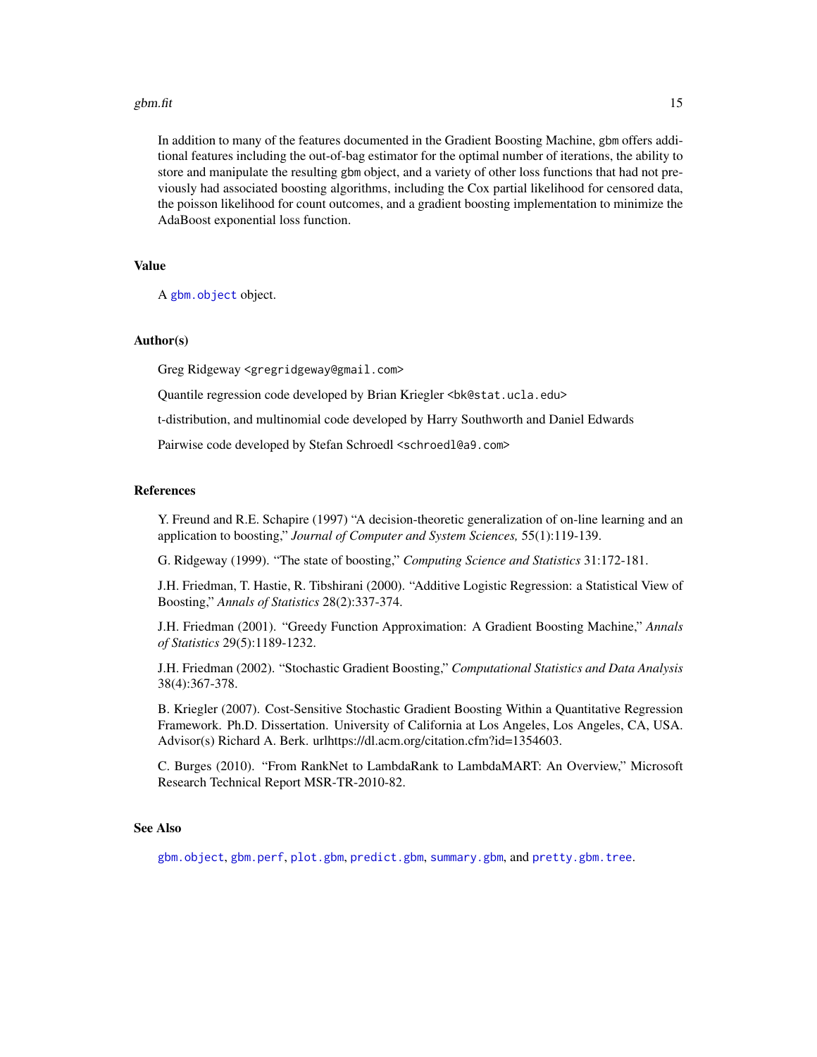In addition to many of the features documented in the Gradient Boosting Machine, `gbm` offers additional features including the out-of-bag estimator for the optimal number of iterations, the ability to store and manipulate the resulting `gbm` object, and a variety of other loss functions that had not previously had associated boosting algorithms, including the Cox partial likelihood for censored data, the poisson likelihood for count outcomes, and a gradient boosting implementation to minimize the AdaBoost exponential loss function.

### Value

A `gbm.object` object.

### Author(s)

Greg Ridgeway <gregridgeway@gmail.com>

Quantile regression code developed by Brian Kriegler <bk@stat.ucla.edu>

t-distribution, and multinomial code developed by Harry Southworth and Daniel Edwards

Pairwise code developed by Stefan Schroedl <schroedl@a9.com>

### References

Y. Freund and R.E. Schapire (1997) "A decision-theoretic generalization of on-line learning and an application to boosting," *Journal of Computer and System Sciences,* 55(1):119-139.

G. Ridgeway (1999). "The state of boosting," *Computing Science and Statistics* 31:172-181.

J.H. Friedman, T. Hastie, R. Tibshirani (2000). "Additive Logistic Regression: a Statistical View of Boosting," *Annals of Statistics* 28(2):337-374.

J.H. Friedman (2001). "Greedy Function Approximation: A Gradient Boosting Machine," *Annals of Statistics* 29(5):1189-1232.

J.H. Friedman (2002). "Stochastic Gradient Boosting," *Computational Statistics and Data Analysis* 38(4):367-378.

B. Kriegler (2007). Cost-Sensitive Stochastic Gradient Boosting Within a Quantitative Regression Framework. Ph.D. Dissertation. University of California at Los Angeles, Los Angeles, CA, USA. Advisor(s) Richard A. Berk. urlhttps://dl.acm.org/citation.cfm?id=1354603.

C. Burges (2010). "From RankNet to LambdaRank to LambdaMART: An Overview," Microsoft Research Technical Report MSR-TR-2010-82.

### See Also

`gbm.object`, `gbm.perf`, `plot.gbm`, `predict.gbm`, `summary.gbm`, and `pretty.gbm.tree`.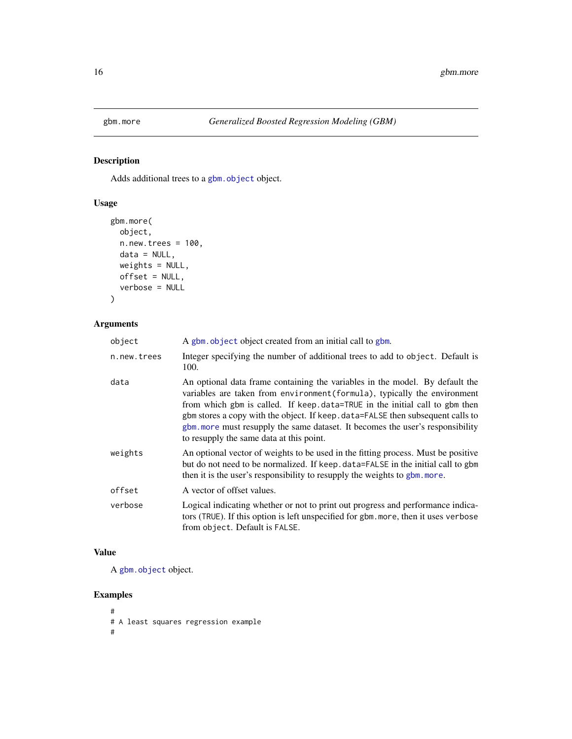`gbm.more` *Generalized Boosted Regression Modeling (GBM)*

## Description

Adds additional trees to a `gbm.object` object.

## Usage

```
gbm.more(
  object,
  n.new.trees = 100,
  data = NULL,
  weights = NULL,
  offset = NULL,
  verbose = NULL
)
```

## Arguments

| | |
|---|---|
| `object` | A `gbm.object` object created from an initial call to `gbm`. |
| `n.new.trees` | Integer specifying the number of additional trees to add to `object`. Default is 100. |
| `data` | An optional data frame containing the variables in the model. By default the variables are taken from `environment(formula)`, typically the environment from which `gbm` is called. If `keep.data=TRUE` in the initial call to `gbm` then `gbm` stores a copy with the object. If `keep.data=FALSE` then subsequent calls to `gbm.more` must resupply the same dataset. It becomes the user's responsibility to resupply the same data at this point. |
| `weights` | An optional vector of weights to be used in the fitting process. Must be positive but do not need to be normalized. If `keep.data=FALSE` in the initial call to `gbm` then it is the user's responsibility to resupply the weights to `gbm.more`. |
| `offset` | A vector of offset values. |
| `verbose` | Logical indicating whether or not to print out progress and performance indicators (`TRUE`). If this option is left unspecified for `gbm.more`, then it uses `verbose` from `object`. Default is `FALSE`. |

## Value

A `gbm.object` object.

## Examples

```
#
# A least squares regression example
#
```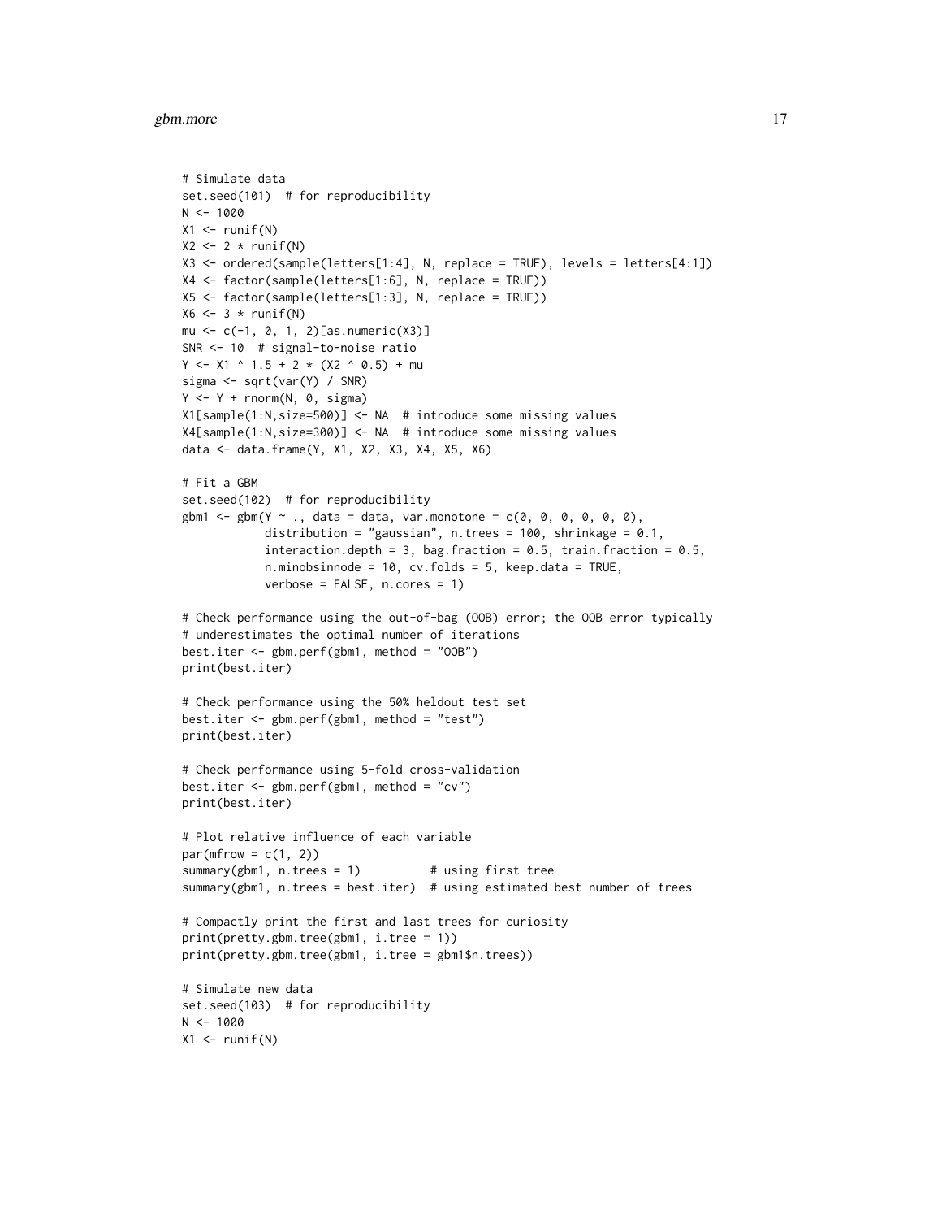```
# Simulate data
set.seed(101)  # for reproducibility
N <- 1000
X1 <- runif(N)
X2 <- 2 * runif(N)
X3 <- ordered(sample(letters[1:4], N, replace = TRUE), levels = letters[4:1])
X4 <- factor(sample(letters[1:6], N, replace = TRUE))
X5 <- factor(sample(letters[1:3], N, replace = TRUE))
X6 <- 3 * runif(N)
mu <- c(-1, 0, 1, 2)[as.numeric(X3)]
SNR <- 10  # signal-to-noise ratio
Y <- X1 ^ 1.5 + 2 * (X2 ^ 0.5) + mu
sigma <- sqrt(var(Y) / SNR)
Y <- Y + rnorm(N, 0, sigma)
X1[sample(1:N,size=500)] <- NA  # introduce some missing values
X4[sample(1:N,size=300)] <- NA  # introduce some missing values
data <- data.frame(Y, X1, X2, X3, X4, X5, X6)

# Fit a GBM
set.seed(102)  # for reproducibility
gbm1 <- gbm(Y ~ ., data = data, var.monotone = c(0, 0, 0, 0, 0, 0),
            distribution = "gaussian", n.trees = 100, shrinkage = 0.1,
            interaction.depth = 3, bag.fraction = 0.5, train.fraction = 0.5,
            n.minobsinnode = 10, cv.folds = 5, keep.data = TRUE,
            verbose = FALSE, n.cores = 1)

# Check performance using the out-of-bag (OOB) error; the OOB error typically
# underestimates the optimal number of iterations
best.iter <- gbm.perf(gbm1, method = "OOB")
print(best.iter)

# Check performance using the 50% heldout test set
best.iter <- gbm.perf(gbm1, method = "test")
print(best.iter)

# Check performance using 5-fold cross-validation
best.iter <- gbm.perf(gbm1, method = "cv")
print(best.iter)

# Plot relative influence of each variable
par(mfrow = c(1, 2))
summary(gbm1, n.trees = 1)          # using first tree
summary(gbm1, n.trees = best.iter)  # using estimated best number of trees

# Compactly print the first and last trees for curiosity
print(pretty.gbm.tree(gbm1, i.tree = 1))
print(pretty.gbm.tree(gbm1, i.tree = gbm1$n.trees))

# Simulate new data
set.seed(103)  # for reproducibility
N <- 1000
X1 <- runif(N)
```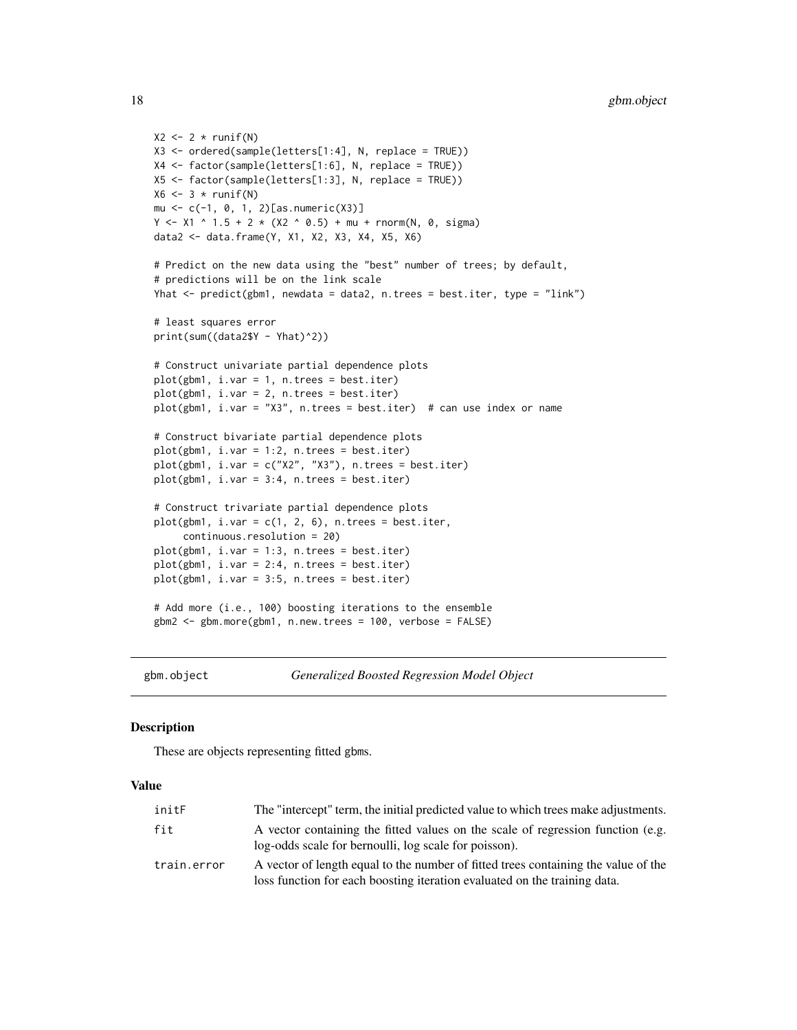```
X2 <- 2 * runif(N)
X3 <- ordered(sample(letters[1:4], N, replace = TRUE))
X4 <- factor(sample(letters[1:6], N, replace = TRUE))
X5 <- factor(sample(letters[1:3], N, replace = TRUE))
X6 <- 3 * runif(N)
mu <- c(-1, 0, 1, 2)[as.numeric(X3)]
Y <- X1 ^ 1.5 + 2 * (X2 ^ 0.5) + mu + rnorm(N, 0, sigma)
data2 <- data.frame(Y, X1, X2, X3, X4, X5, X6)

# Predict on the new data using the "best" number of trees; by default,
# predictions will be on the link scale
Yhat <- predict(gbm1, newdata = data2, n.trees = best.iter, type = "link")

# least squares error
print(sum((data2$Y - Yhat)^2))

# Construct univariate partial dependence plots
plot(gbm1, i.var = 1, n.trees = best.iter)
plot(gbm1, i.var = 2, n.trees = best.iter)
plot(gbm1, i.var = "X3", n.trees = best.iter)  # can use index or name

# Construct bivariate partial dependence plots
plot(gbm1, i.var = 1:2, n.trees = best.iter)
plot(gbm1, i.var = c("X2", "X3"), n.trees = best.iter)
plot(gbm1, i.var = 3:4, n.trees = best.iter)

# Construct trivariate partial dependence plots
plot(gbm1, i.var = c(1, 2, 6), n.trees = best.iter,
     continuous.resolution = 20)
plot(gbm1, i.var = 1:3, n.trees = best.iter)
plot(gbm1, i.var = 2:4, n.trees = best.iter)
plot(gbm1, i.var = 3:5, n.trees = best.iter)

# Add more (i.e., 100) boosting iterations to the ensemble
gbm2 <- gbm.more(gbm1, n.new.trees = 100, verbose = FALSE)
```

---

## gbm.object — *Generalized Boosted Regression Model Object*

### Description

These are objects representing fitted gbms.

### Value

| | |
|---|---|
| `initF` | The "intercept" term, the initial predicted value to which trees make adjustments. |
| `fit` | A vector containing the fitted values on the scale of regression function (e.g. log-odds scale for bernoulli, log scale for poisson). |
| `train.error` | A vector of length equal to the number of fitted trees containing the value of the loss function for each boosting iteration evaluated on the training data. |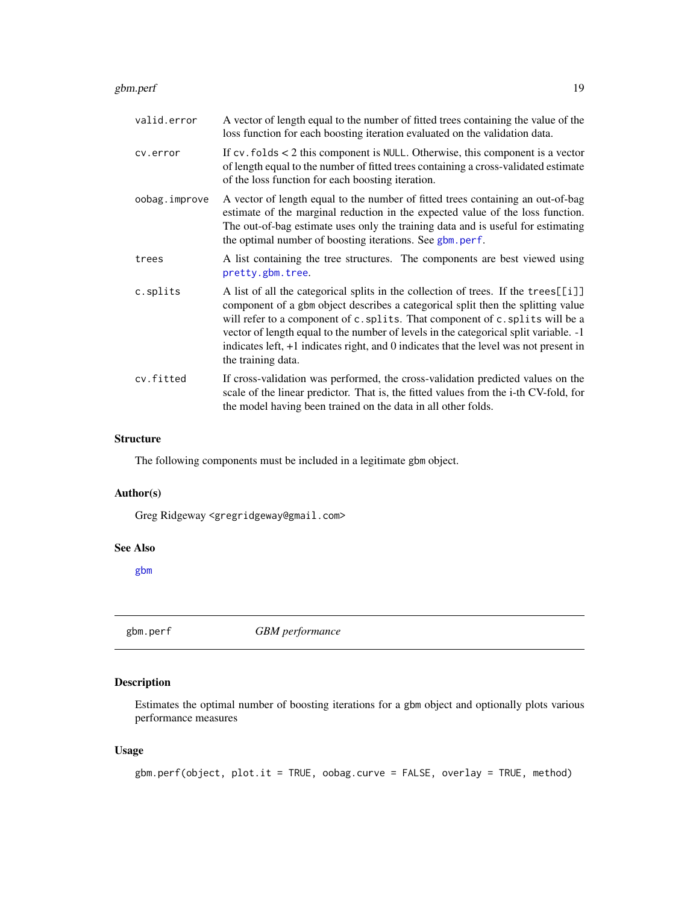valid.error
: A vector of length equal to the number of fitted trees containing the value of the loss function for each boosting iteration evaluated on the validation data.

cv.error
: If `cv.folds` < 2 this component is `NULL`. Otherwise, this component is a vector of length equal to the number of fitted trees containing a cross-validated estimate of the loss function for each boosting iteration.

oobag.improve
: A vector of length equal to the number of fitted trees containing an out-of-bag estimate of the marginal reduction in the expected value of the loss function. The out-of-bag estimate uses only the training data and is useful for estimating the optimal number of boosting iterations. See `gbm.perf`.

trees
: A list containing the tree structures. The components are best viewed using `pretty.gbm.tree`.

c.splits
: A list of all the categorical splits in the collection of trees. If the `trees[[i]]` component of a `gbm` object describes a categorical split then the splitting value will refer to a component of `c.splits`. That component of `c.splits` will be a vector of length equal to the number of levels in the categorical split variable. -1 indicates left, +1 indicates right, and 0 indicates that the level was not present in the training data.

cv.fitted
: If cross-validation was performed, the cross-validation predicted values on the scale of the linear predictor. That is, the fitted values from the i-th CV-fold, for the model having been trained on the data in all other folds.

### Structure

The following components must be included in a legitimate `gbm` object.

### Author(s)

Greg Ridgeway <gregridgeway@gmail.com>

### See Also

`gbm`

---

## gbm.perf — *GBM performance*

---

### Description

Estimates the optimal number of boosting iterations for a `gbm` object and optionally plots various performance measures

### Usage

```
gbm.perf(object, plot.it = TRUE, oobag.curve = FALSE, overlay = TRUE, method)
```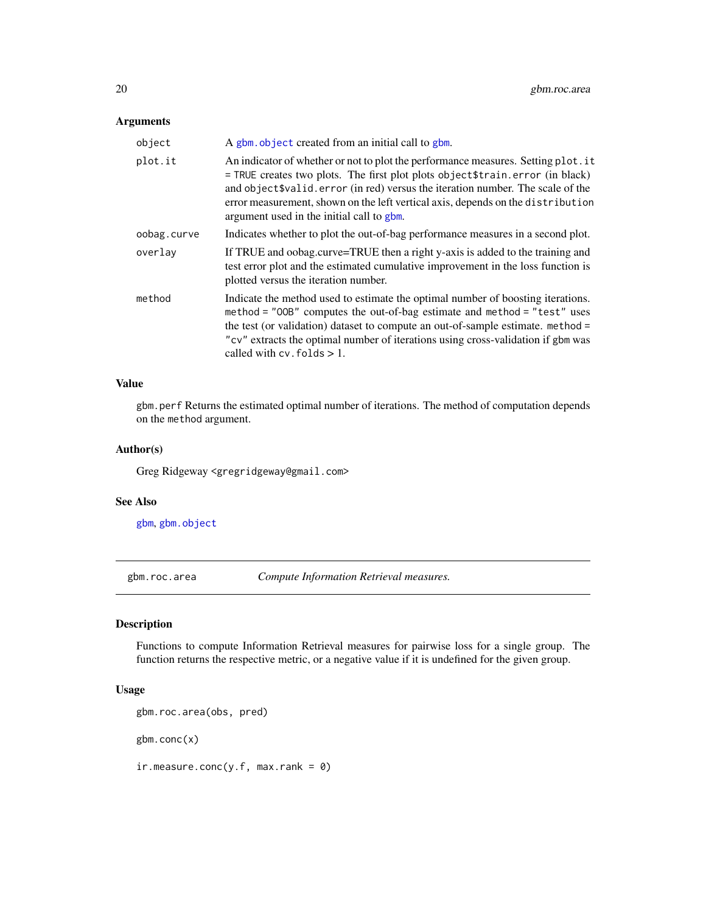### Arguments

| | |
|---|---|
| `object` | A `gbm.object` created from an initial call to `gbm`. |
| `plot.it` | An indicator of whether or not to plot the performance measures. Setting `plot.it = TRUE` creates two plots. The first plot plots `object$train.error` (in black) and `object$valid.error` (in red) versus the iteration number. The scale of the error measurement, shown on the left vertical axis, depends on the `distribution` argument used in the initial call to `gbm`. |
| `oobag.curve` | Indicates whether to plot the out-of-bag performance measures in a second plot. |
| `overlay` | If TRUE and oobag.curve=TRUE then a right y-axis is added to the training and test error plot and the estimated cumulative improvement in the loss function is plotted versus the iteration number. |
| `method` | Indicate the method used to estimate the optimal number of boosting iterations. `method = "OOB"` computes the out-of-bag estimate and `method = "test"` uses the test (or validation) dataset to compute an out-of-sample estimate. `method = "cv"` extracts the optimal number of iterations using cross-validation if gbm was called with `cv.folds` > 1. |

### Value

`gbm.perf` Returns the estimated optimal number of iterations. The method of computation depends on the `method` argument.

### Author(s)

Greg Ridgeway <gregridgeway@gmail.com>

### See Also

`gbm`, `gbm.object`

---

## gbm.roc.area — *Compute Information Retrieval measures.*

---

### Description

Functions to compute Information Retrieval measures for pairwise loss for a single group. The function returns the respective metric, or a negative value if it is undefined for the given group.

### Usage

```
gbm.roc.area(obs, pred)

gbm.conc(x)

ir.measure.conc(y.f, max.rank = 0)
```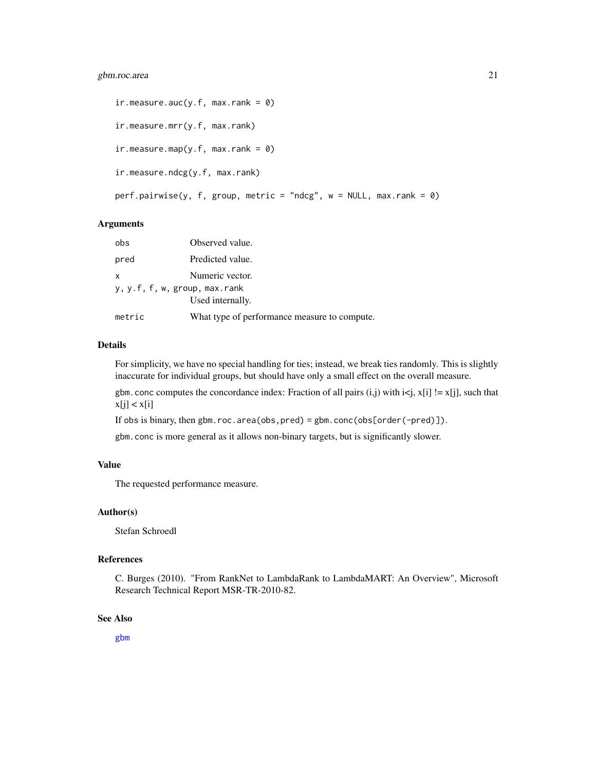```
ir.measure.auc(y.f, max.rank = 0)

ir.measure.mrr(y.f, max.rank)

ir.measure.map(y.f, max.rank = 0)

ir.measure.ndcg(y.f, max.rank)

perf.pairwise(y, f, group, metric = "ndcg", w = NULL, max.rank = 0)
```

## Arguments

| | |
|---|---|
| `obs` | Observed value. |
| `pred` | Predicted value. |
| `x` | Numeric vector. |
| `y, y.f, f, w, group, max.rank` | Used internally. |
| `metric` | What type of performance measure to compute. |

## Details

For simplicity, we have no special handling for ties; instead, we break ties randomly. This is slightly inaccurate for individual groups, but should have only a small effect on the overall measure.

`gbm.conc` computes the concordance index: Fraction of all pairs (i,j) with i<j, x[i] != x[j], such that x[j] < x[i]

If `obs` is binary, then `gbm.roc.area(obs,pred) = gbm.conc(obs[order(-pred)])`.

`gbm.conc` is more general as it allows non-binary targets, but is significantly slower.

## Value

The requested performance measure.

## Author(s)

Stefan Schroedl

## References

C. Burges (2010). "From RankNet to LambdaRank to LambdaMART: An Overview", Microsoft Research Technical Report MSR-TR-2010-82.

## See Also

`gbm`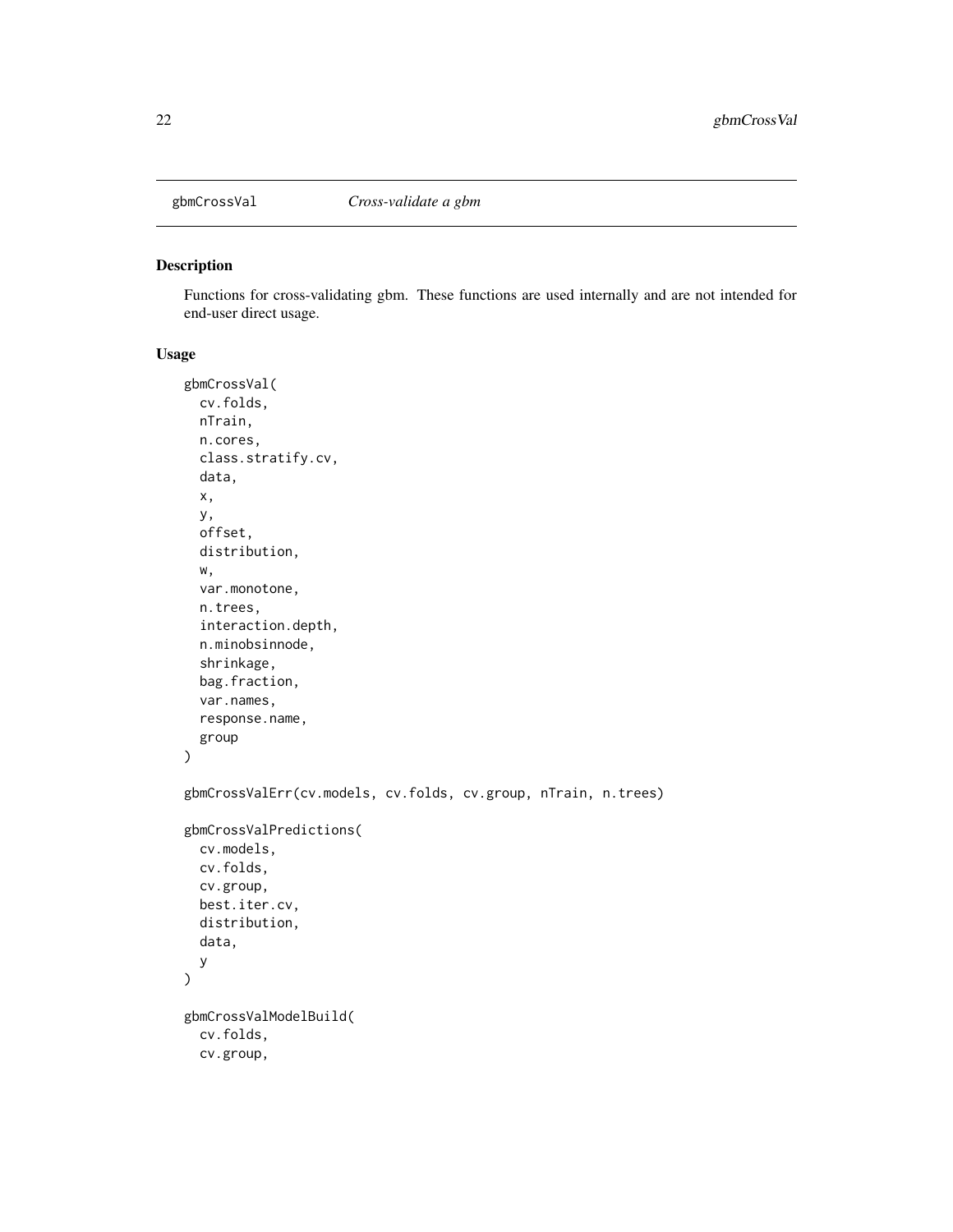## gbmCrossVal — *Cross-validate a gbm*

### Description

Functions for cross-validating gbm. These functions are used internally and are not intended for end-user direct usage.

### Usage

```
gbmCrossVal(
  cv.folds,
  nTrain,
  n.cores,
  class.stratify.cv,
  data,
  x,
  y,
  offset,
  distribution,
  w,
  var.monotone,
  n.trees,
  interaction.depth,
  n.minobsinnode,
  shrinkage,
  bag.fraction,
  var.names,
  response.name,
  group
)

gbmCrossValErr(cv.models, cv.folds, cv.group, nTrain, n.trees)

gbmCrossValPredictions(
  cv.models,
  cv.folds,
  cv.group,
  best.iter.cv,
  distribution,
  data,
  y
)

gbmCrossValModelBuild(
  cv.folds,
  cv.group,
```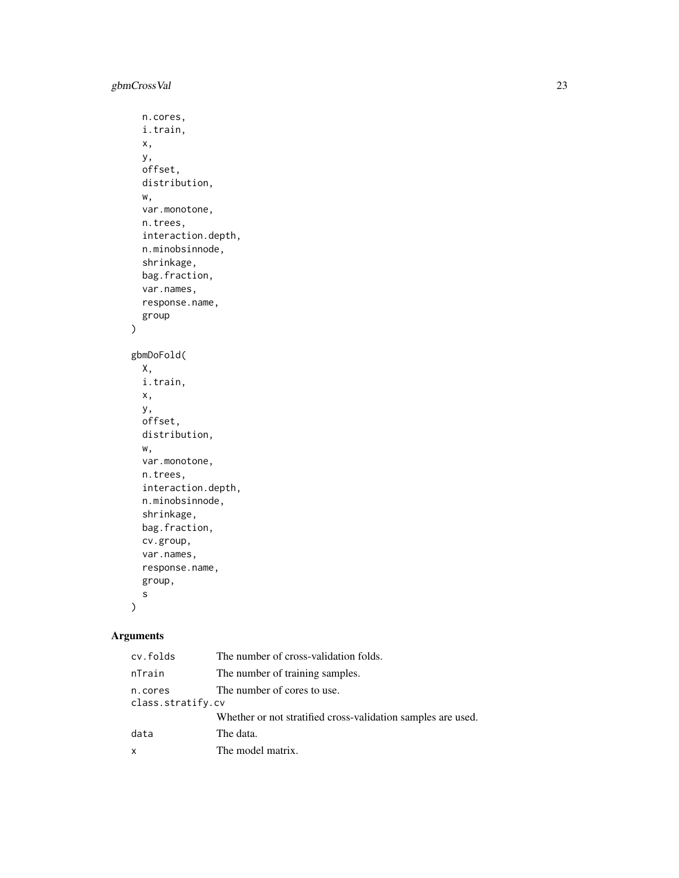```
  n.cores,
  i.train,
  x,
  y,
  offset,
  distribution,
  w,
  var.monotone,
  n.trees,
  interaction.depth,
  n.minobsinnode,
  shrinkage,
  bag.fraction,
  var.names,
  response.name,
  group
)

gbmDoFold(
  X,
  i.train,
  x,
  y,
  offset,
  distribution,
  w,
  var.monotone,
  n.trees,
  interaction.depth,
  n.minobsinnode,
  shrinkage,
  bag.fraction,
  cv.group,
  var.names,
  response.name,
  group,
  s
)
```

## Arguments

| | |
|---|---|
| `cv.folds` | The number of cross-validation folds. |
| `nTrain` | The number of training samples. |
| `n.cores` | The number of cores to use. |
| `class.stratify.cv` | Whether or not stratified cross-validation samples are used. |
| `data` | The data. |
| `x` | The model matrix. |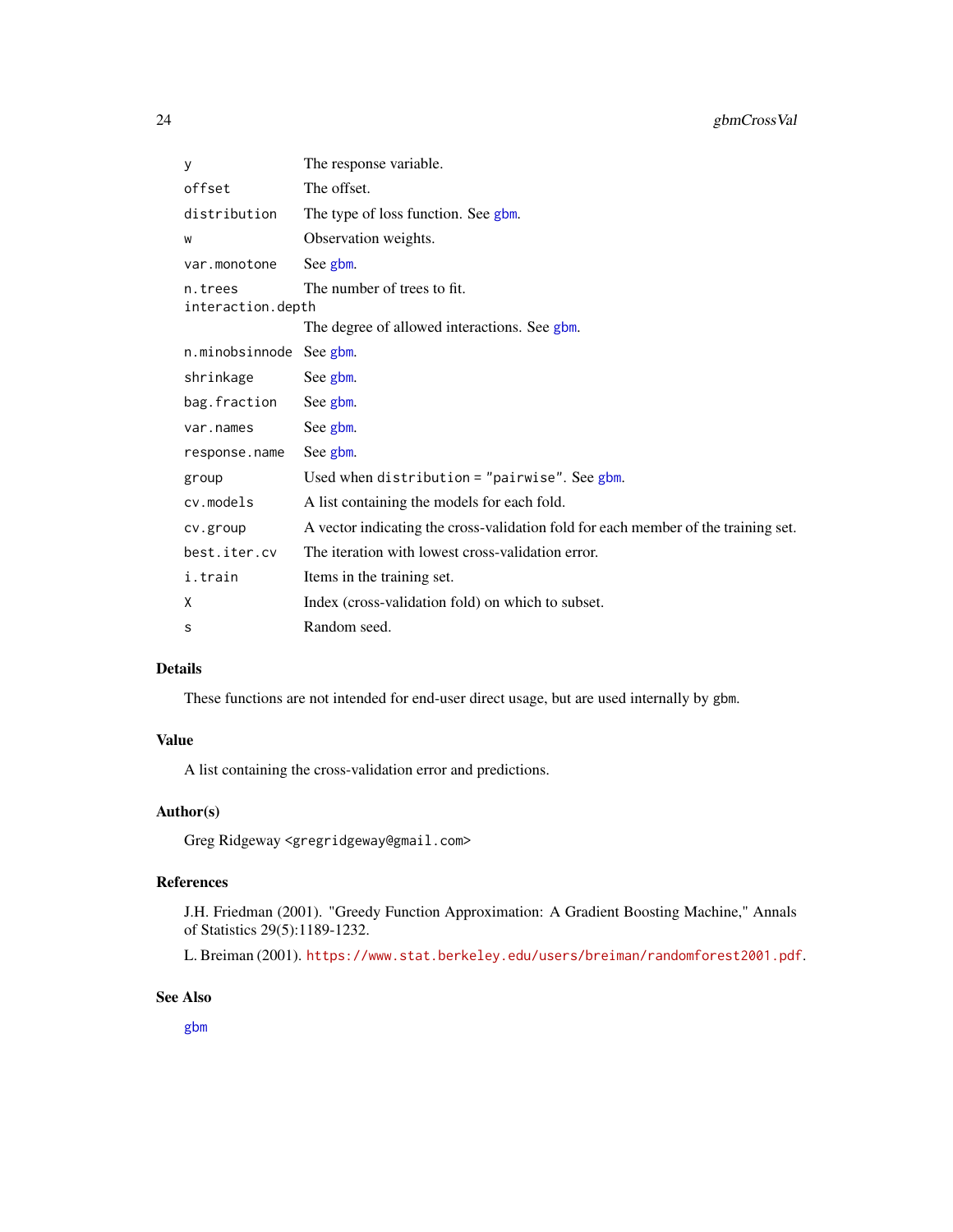| | |
|---|---|
| `y` | The response variable. |
| `offset` | The offset. |
| `distribution` | The type of loss function. See gbm. |
| `w` | Observation weights. |
| `var.monotone` | See gbm. |
| `n.trees` | The number of trees to fit. |
| `interaction.depth` | The degree of allowed interactions. See gbm. |
| `n.minobsinnode` | See gbm. |
| `shrinkage` | See gbm. |
| `bag.fraction` | See gbm. |
| `var.names` | See gbm. |
| `response.name` | See gbm. |
| `group` | Used when `distribution = "pairwise"`. See gbm. |
| `cv.models` | A list containing the models for each fold. |
| `cv.group` | A vector indicating the cross-validation fold for each member of the training set. |
| `best.iter.cv` | The iteration with lowest cross-validation error. |
| `i.train` | Items in the training set. |
| `X` | Index (cross-validation fold) on which to subset. |
| `s` | Random seed. |

## Details

These functions are not intended for end-user direct usage, but are used internally by `gbm`.

## Value

A list containing the cross-validation error and predictions.

## Author(s)

Greg Ridgeway <gregridgeway@gmail.com>

## References

J.H. Friedman (2001). "Greedy Function Approximation: A Gradient Boosting Machine," Annals of Statistics 29(5):1189-1232.

L. Breiman (2001). https://www.stat.berkeley.edu/users/breiman/randomforest2001.pdf.

## See Also

gbm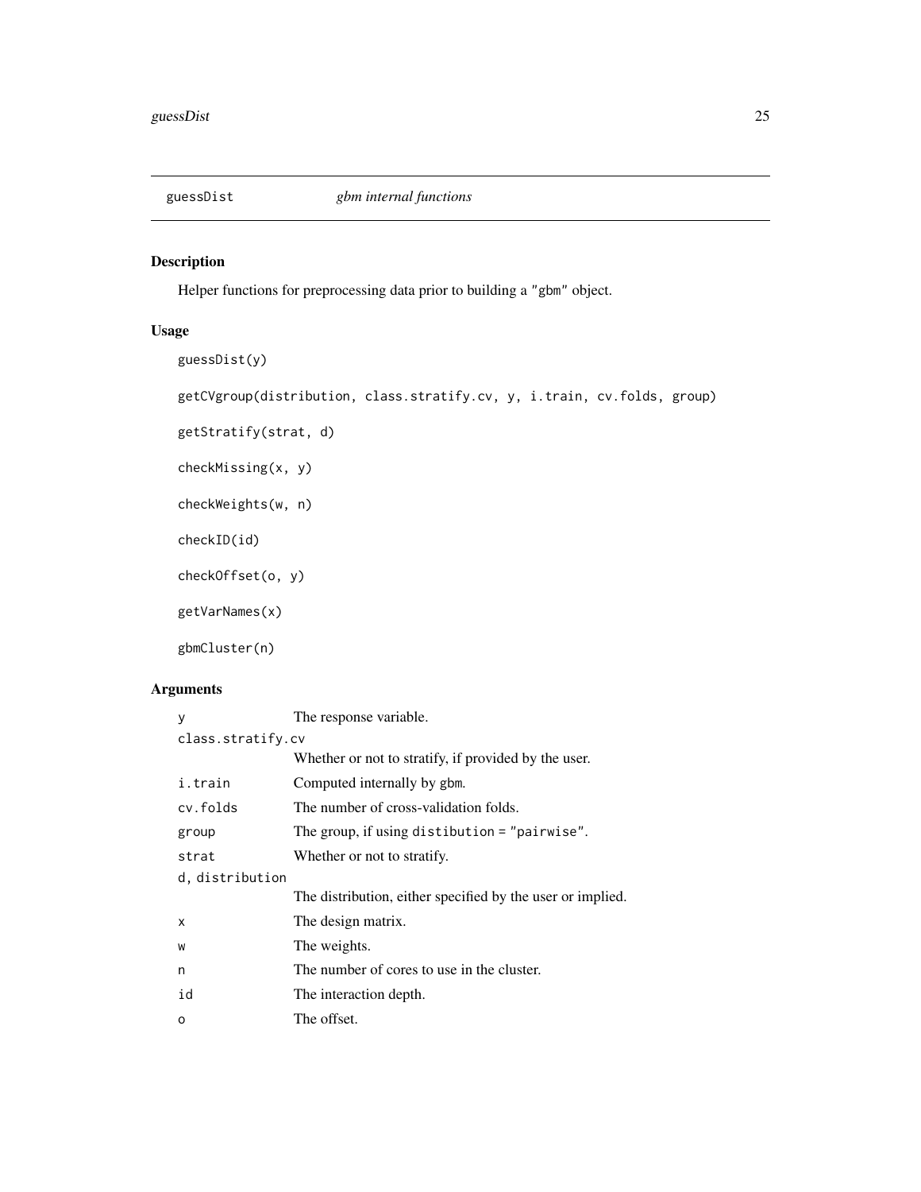# guessDist *gbm internal functions*

## Description

Helper functions for preprocessing data prior to building a "gbm" object.

## Usage

```
guessDist(y)

getCVgroup(distribution, class.stratify.cv, y, i.train, cv.folds, group)

getStratify(strat, d)

checkMissing(x, y)

checkWeights(w, n)

checkID(id)

checkOffset(o, y)

getVarNames(x)

gbmCluster(n)
```

## Arguments

| | |
|---|---|
| `y` | The response variable. |
| `class.stratify.cv` | Whether or not to stratify, if provided by the user. |
| `i.train` | Computed internally by `gbm`. |
| `cv.folds` | The number of cross-validation folds. |
| `group` | The group, if using `distibution = "pairwise"`. |
| `strat` | Whether or not to stratify. |
| `d, distribution` | The distribution, either specified by the user or implied. |
| `x` | The design matrix. |
| `w` | The weights. |
| `n` | The number of cores to use in the cluster. |
| `id` | The interaction depth. |
| `o` | The offset. |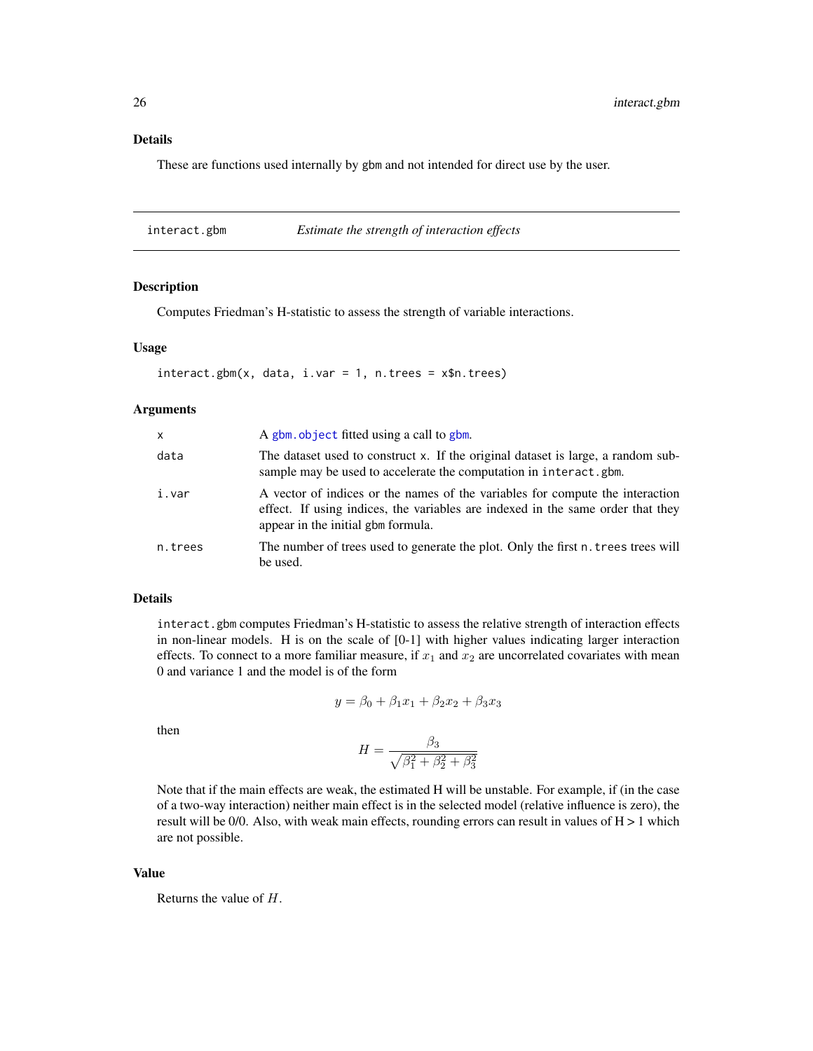### Details

These are functions used internally by gbm and not intended for direct use by the user.

---

## interact.gbm — *Estimate the strength of interaction effects*

### Description

Computes Friedman's H-statistic to assess the strength of variable interactions.

### Usage

```
interact.gbm(x, data, i.var = 1, n.trees = x$n.trees)
```

### Arguments

| | |
|---|---|
| `x` | A `gbm.object` fitted using a call to `gbm`. |
| `data` | The dataset used to construct x. If the original dataset is large, a random subsample may be used to accelerate the computation in `interact.gbm`. |
| `i.var` | A vector of indices or the names of the variables for compute the interaction effect. If using indices, the variables are indexed in the same order that they appear in the initial gbm formula. |
| `n.trees` | The number of trees used to generate the plot. Only the first `n.trees` trees will be used. |

### Details

`interact.gbm` computes Friedman's H-statistic to assess the relative strength of interaction effects in non-linear models. H is on the scale of [0-1] with higher values indicating larger interaction effects. To connect to a more familiar measure, if $x_1$ and $x_2$ are uncorrelated covariates with mean 0 and variance 1 and the model is of the form

$$y = \beta_0 + \beta_1 x_1 + \beta_2 x_2 + \beta_3 x_3$$

then

$$H = \frac{\beta_3}{\sqrt{\beta_1^2 + \beta_2^2 + \beta_3^2}}$$

Note that if the main effects are weak, the estimated H will be unstable. For example, if (in the case of a two-way interaction) neither main effect is in the selected model (relative influence is zero), the result will be 0/0. Also, with weak main effects, rounding errors can result in values of H > 1 which are not possible.

### Value

Returns the value of $H$.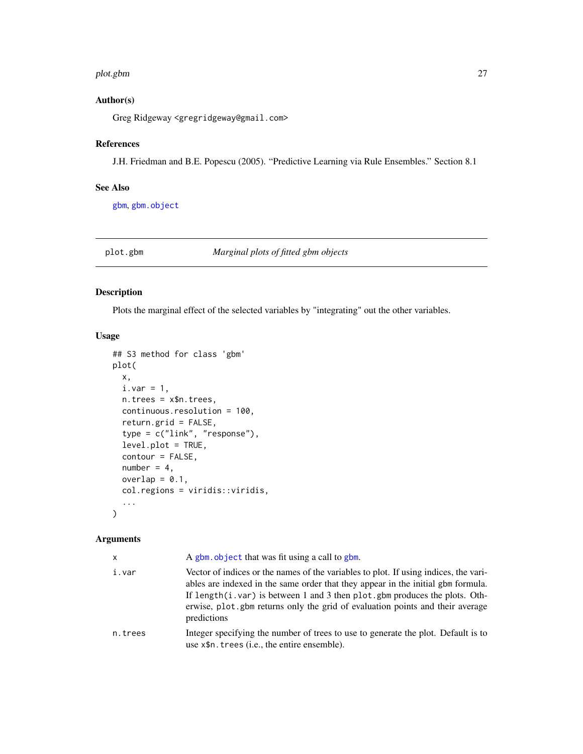### Author(s)

Greg Ridgeway <gregridgeway@gmail.com>

### References

J.H. Friedman and B.E. Popescu (2005). "Predictive Learning via Rule Ensembles." Section 8.1

### See Also

gbm, gbm.object

---

## plot.gbm — *Marginal plots of fitted gbm objects*

### Description

Plots the marginal effect of the selected variables by "integrating" out the other variables.

### Usage

```
## S3 method for class 'gbm'
plot(
  x,
  i.var = 1,
  n.trees = x$n.trees,
  continuous.resolution = 100,
  return.grid = FALSE,
  type = c("link", "response"),
  level.plot = TRUE,
  contour = FALSE,
  number = 4,
  overlap = 0.1,
  col.regions = viridis::viridis,
  ...
)
```

### Arguments

| | |
|---|---|
| `x` | A gbm.object that was fit using a call to gbm. |
| `i.var` | Vector of indices or the names of the variables to plot. If using indices, the variables are indexed in the same order that they appear in the initial gbm formula. If `length(i.var)` is between 1 and 3 then `plot.gbm` produces the plots. Otherwise, `plot.gbm` returns only the grid of evaluation points and their average predictions |
| `n.trees` | Integer specifying the number of trees to use to generate the plot. Default is to use `x$n.trees` (i.e., the entire ensemble). |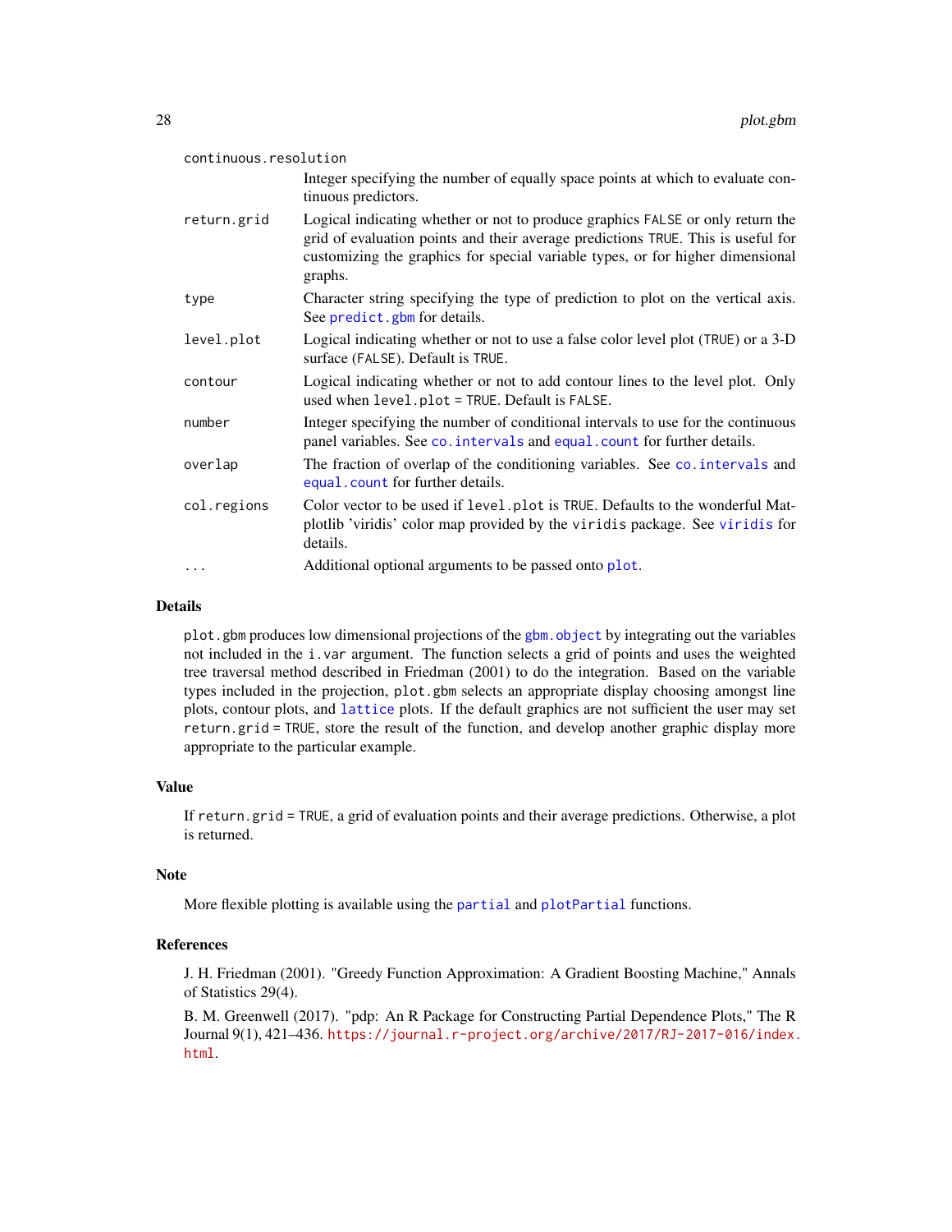| | |
|---|---|
| continuous.resolution | Integer specifying the number of equally space points at which to evaluate continuous predictors. |
| return.grid | Logical indicating whether or not to produce graphics FALSE or only return the grid of evaluation points and their average predictions TRUE. This is useful for customizing the graphics for special variable types, or for higher dimensional graphs. |
| type | Character string specifying the type of prediction to plot on the vertical axis. See predict.gbm for details. |
| level.plot | Logical indicating whether or not to use a false color level plot (TRUE) or a 3-D surface (FALSE). Default is TRUE. |
| contour | Logical indicating whether or not to add contour lines to the level plot. Only used when level.plot = TRUE. Default is FALSE. |
| number | Integer specifying the number of conditional intervals to use for the continuous panel variables. See co.intervals and equal.count for further details. |
| overlap | The fraction of overlap of the conditioning variables. See co.intervals and equal.count for further details. |
| col.regions | Color vector to be used if level.plot is TRUE. Defaults to the wonderful Matplotlib 'viridis' color map provided by the viridis package. See viridis for details. |
| ... | Additional optional arguments to be passed onto plot. |

## Details

plot.gbm produces low dimensional projections of the gbm.object by integrating out the variables not included in the i.var argument. The function selects a grid of points and uses the weighted tree traversal method described in Friedman (2001) to do the integration. Based on the variable types included in the projection, plot.gbm selects an appropriate display choosing amongst line plots, contour plots, and lattice plots. If the default graphics are not sufficient the user may set return.grid = TRUE, store the result of the function, and develop another graphic display more appropriate to the particular example.

## Value

If return.grid = TRUE, a grid of evaluation points and their average predictions. Otherwise, a plot is returned.

## Note

More flexible plotting is available using the partial and plotPartial functions.

## References

J. H. Friedman (2001). "Greedy Function Approximation: A Gradient Boosting Machine," Annals of Statistics 29(4).

B. M. Greenwell (2017). "pdp: An R Package for Constructing Partial Dependence Plots," The R Journal 9(1), 421–436. https://journal.r-project.org/archive/2017/RJ-2017-016/index.html.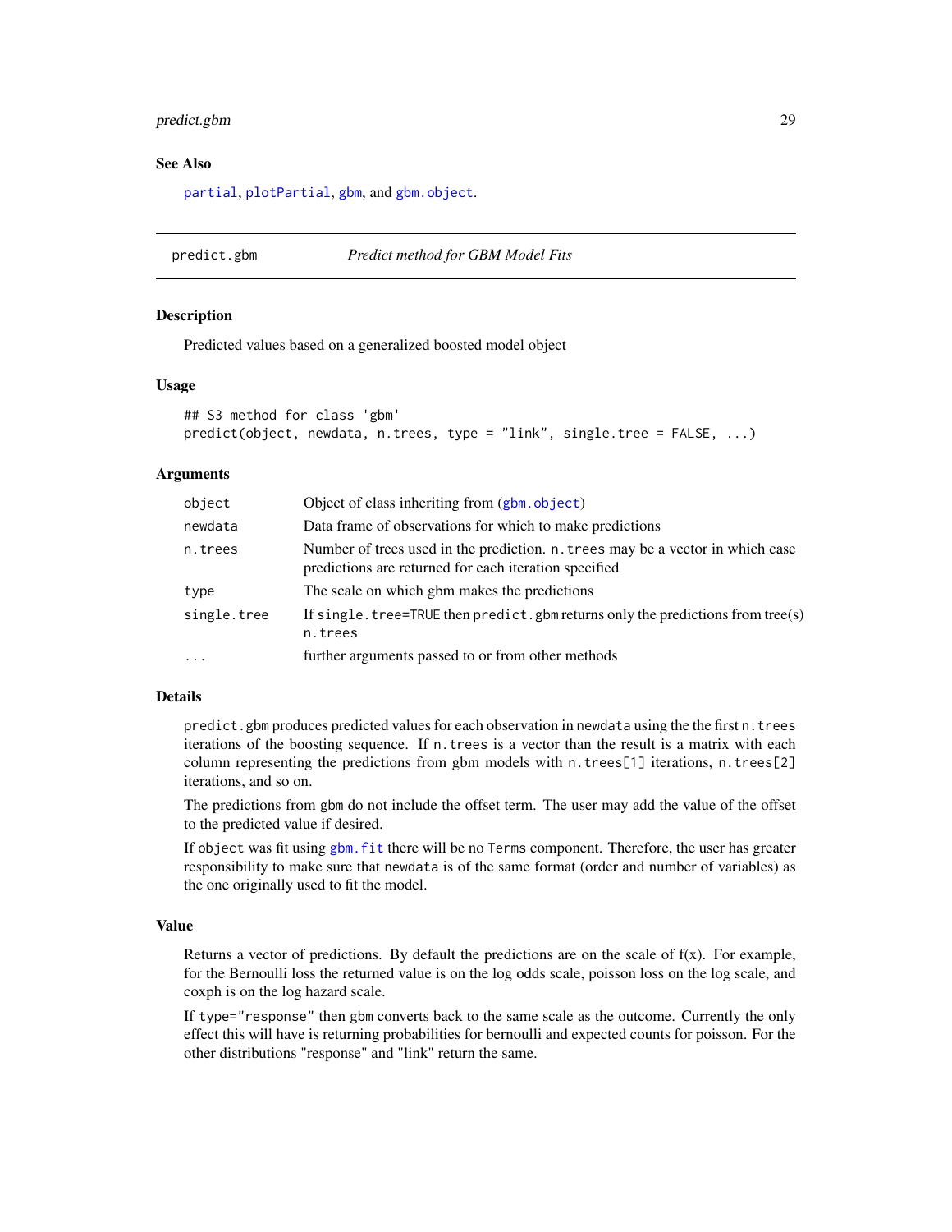## See Also

`partial`, `plotPartial`, `gbm`, and `gbm.object`.

---

## predict.gbm — *Predict method for GBM Model Fits*

### Description

Predicted values based on a generalized boosted model object

### Usage

```
## S3 method for class 'gbm'
predict(object, newdata, n.trees, type = "link", single.tree = FALSE, ...)
```

### Arguments

| | |
|---|---|
| `object` | Object of class inheriting from (`gbm.object`) |
| `newdata` | Data frame of observations for which to make predictions |
| `n.trees` | Number of trees used in the prediction. `n.trees` may be a vector in which case predictions are returned for each iteration specified |
| `type` | The scale on which gbm makes the predictions |
| `single.tree` | If `single.tree=TRUE` then `predict.gbm` returns only the predictions from tree(s) `n.trees` |
| `...` | further arguments passed to or from other methods |

### Details

`predict.gbm` produces predicted values for each observation in `newdata` using the the first `n.trees` iterations of the boosting sequence. If `n.trees` is a vector than the result is a matrix with each column representing the predictions from gbm models with `n.trees[1]` iterations, `n.trees[2]` iterations, and so on.

The predictions from `gbm` do not include the offset term. The user may add the value of the offset to the predicted value if desired.

If `object` was fit using `gbm.fit` there will be no `Terms` component. Therefore, the user has greater responsibility to make sure that `newdata` is of the same format (order and number of variables) as the one originally used to fit the model.

### Value

Returns a vector of predictions. By default the predictions are on the scale of f(x). For example, for the Bernoulli loss the returned value is on the log odds scale, poisson loss on the log scale, and coxph is on the log hazard scale.

If `type="response"` then `gbm` converts back to the same scale as the outcome. Currently the only effect this will have is returning probabilities for bernoulli and expected counts for poisson. For the other distributions "response" and "link" return the same.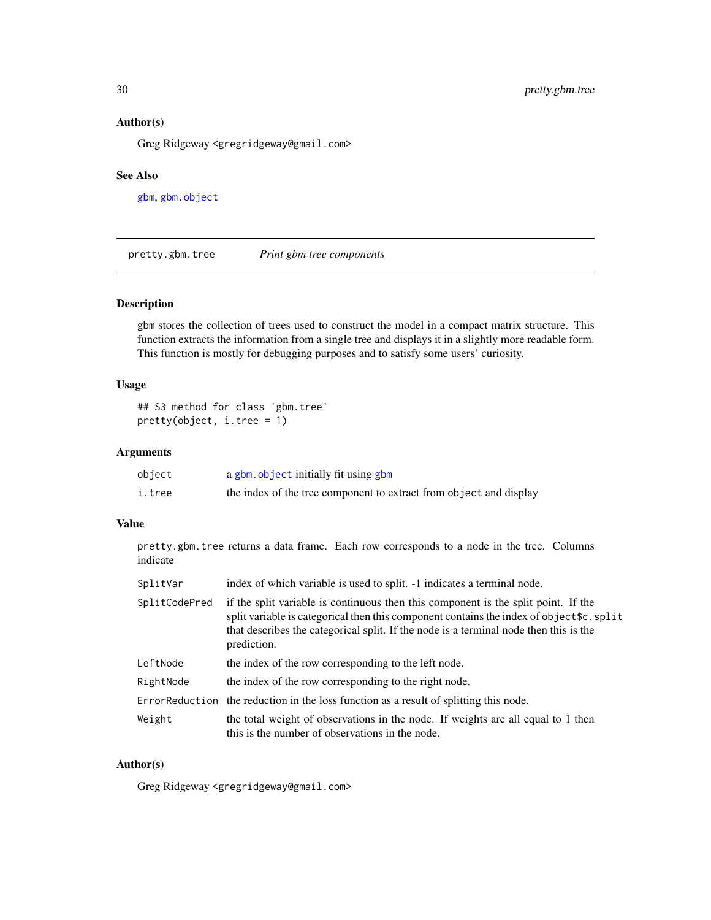### Author(s)

Greg Ridgeway <gregridgeway@gmail.com>

### See Also

gbm, gbm.object

---

## pretty.gbm.tree *Print gbm tree components*

### Description

gbm stores the collection of trees used to construct the model in a compact matrix structure. This function extracts the information from a single tree and displays it in a slightly more readable form. This function is mostly for debugging purposes and to satisfy some users' curiosity.

### Usage

```
## S3 method for class 'gbm.tree'
pretty(object, i.tree = 1)
```

### Arguments

| | |
|---|---|
| `object` | a `gbm.object` initially fit using `gbm` |
| `i.tree` | the index of the tree component to extract from `object` and display |

### Value

`pretty.gbm.tree` returns a data frame. Each row corresponds to a node in the tree. Columns indicate

| | |
|---|---|
| `SplitVar` | index of which variable is used to split. -1 indicates a terminal node. |
| `SplitCodePred` | if the split variable is continuous then this component is the split point. If the split variable is categorical then this component contains the index of `object$c.split` that describes the categorical split. If the node is a terminal node then this is the prediction. |
| `LeftNode` | the index of the row corresponding to the left node. |
| `RightNode` | the index of the row corresponding to the right node. |
| `ErrorReduction` | the reduction in the loss function as a result of splitting this node. |
| `Weight` | the total weight of observations in the node. If weights are all equal to 1 then this is the number of observations in the node. |

### Author(s)

Greg Ridgeway <gregridgeway@gmail.com>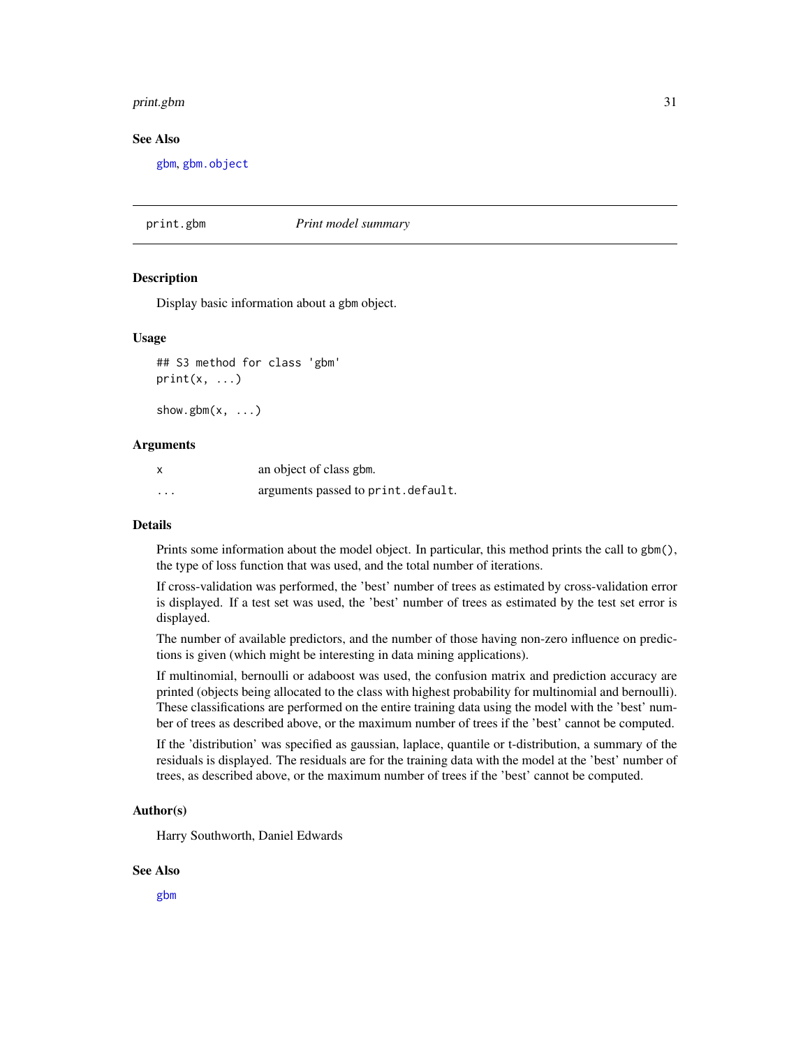### See Also

gbm, gbm.object

---

## print.gbm *Print model summary*

### Description

Display basic information about a gbm object.

### Usage

```
## S3 method for class 'gbm'
print(x, ...)

show.gbm(x, ...)
```

### Arguments

| | |
|---|---|
| x | an object of class gbm. |
| ... | arguments passed to print.default. |

### Details

Prints some information about the model object. In particular, this method prints the call to gbm(), the type of loss function that was used, and the total number of iterations.

If cross-validation was performed, the 'best' number of trees as estimated by cross-validation error is displayed. If a test set was used, the 'best' number of trees as estimated by the test set error is displayed.

The number of available predictors, and the number of those having non-zero influence on predictions is given (which might be interesting in data mining applications).

If multinomial, bernoulli or adaboost was used, the confusion matrix and prediction accuracy are printed (objects being allocated to the class with highest probability for multinomial and bernoulli). These classifications are performed on the entire training data using the model with the 'best' number of trees as described above, or the maximum number of trees if the 'best' cannot be computed.

If the 'distribution' was specified as gaussian, laplace, quantile or t-distribution, a summary of the residuals is displayed. The residuals are for the training data with the model at the 'best' number of trees, as described above, or the maximum number of trees if the 'best' cannot be computed.

### Author(s)

Harry Southworth, Daniel Edwards

### See Also

gbm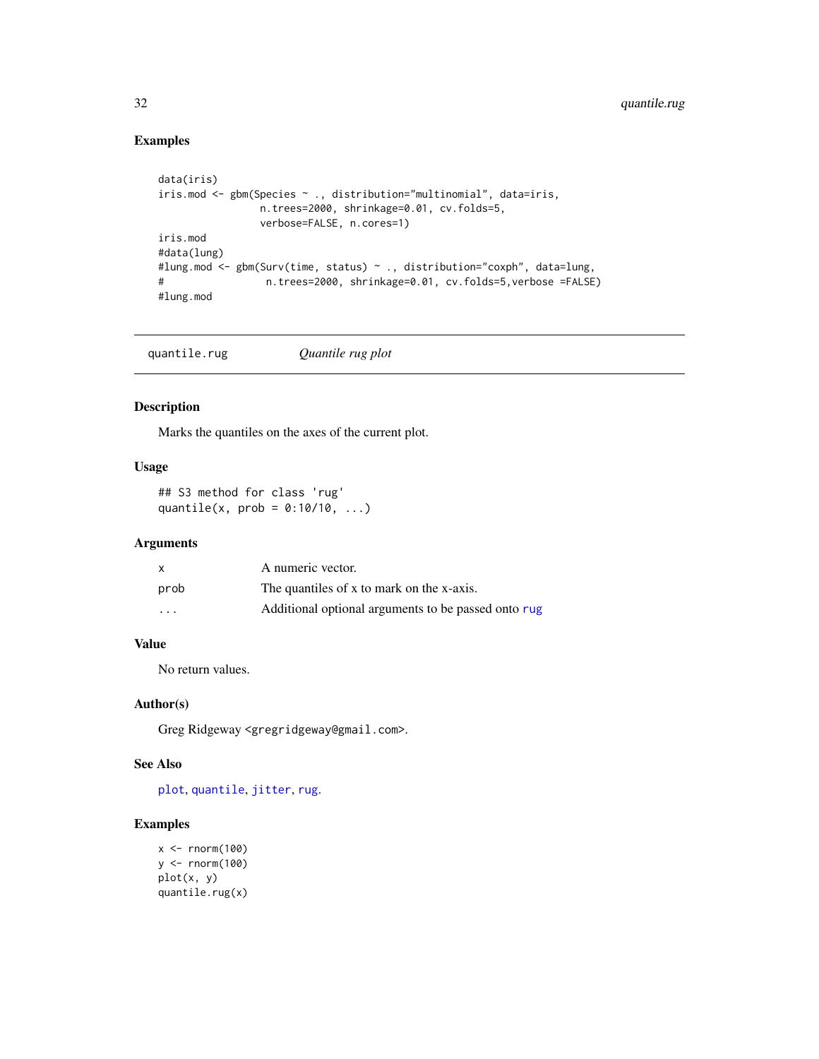## Examples

```
data(iris)
iris.mod <- gbm(Species ~ ., distribution="multinomial", data=iris,
                 n.trees=2000, shrinkage=0.01, cv.folds=5,
                 verbose=FALSE, n.cores=1)
iris.mod
#data(lung)
#lung.mod <- gbm(Surv(time, status) ~ ., distribution="coxph", data=lung,
#                  n.trees=2000, shrinkage=0.01, cv.folds=5,verbose =FALSE)
#lung.mod
```

---

`quantile.rug` *Quantile rug plot*

---

## Description

Marks the quantiles on the axes of the current plot.

## Usage

```
## S3 method for class 'rug'
quantile(x, prob = 0:10/10, ...)
```

## Arguments

| | |
|---|---|
| `x` | A numeric vector. |
| `prob` | The quantiles of x to mark on the x-axis. |
| `...` | Additional optional arguments to be passed onto `rug` |

## Value

No return values.

## Author(s)

Greg Ridgeway <gregridgeway@gmail.com>.

## See Also

`plot`, `quantile`, `jitter`, `rug`.

## Examples

```
x <- rnorm(100)
y <- rnorm(100)
plot(x, y)
quantile.rug(x)
```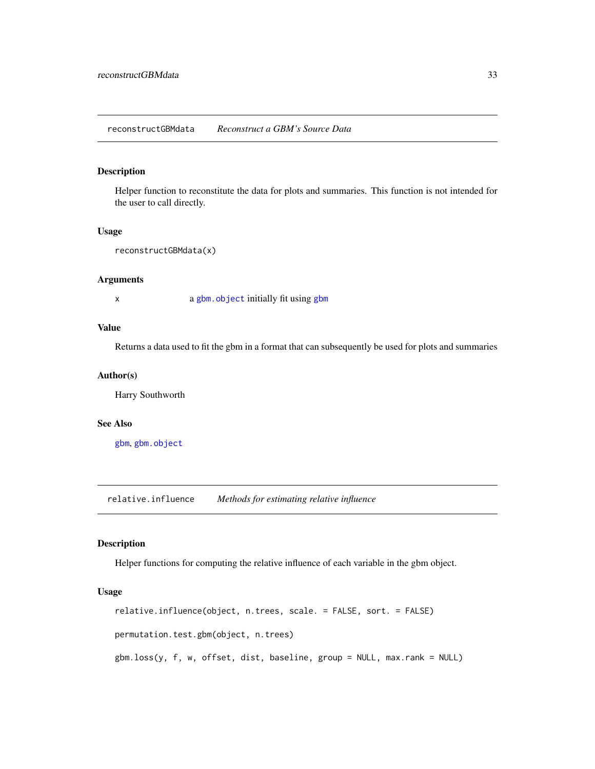## `reconstructGBMdata` *Reconstruct a GBM's Source Data*

### Description

Helper function to reconstitute the data for plots and summaries. This function is not intended for the user to call directly.

### Usage

```
reconstructGBMdata(x)
```

### Arguments

x  a `gbm.object` initially fit using `gbm`

### Value

Returns a data used to fit the gbm in a format that can subsequently be used for plots and summaries

### Author(s)

Harry Southworth

### See Also

`gbm`, `gbm.object`

## `relative.influence` *Methods for estimating relative influence*

### Description

Helper functions for computing the relative influence of each variable in the gbm object.

### Usage

```
relative.influence(object, n.trees, scale. = FALSE, sort. = FALSE)

permutation.test.gbm(object, n.trees)

gbm.loss(y, f, w, offset, dist, baseline, group = NULL, max.rank = NULL)
```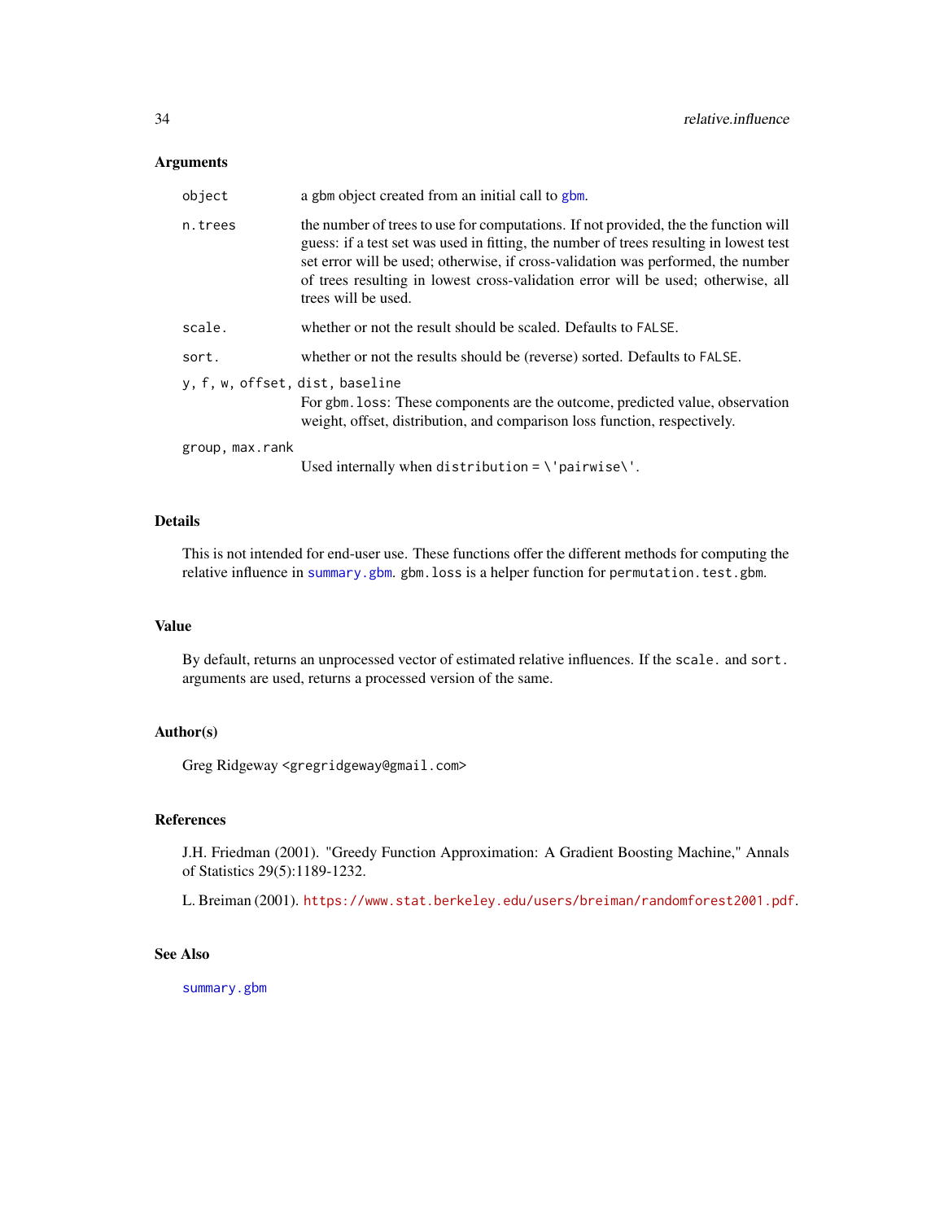### Arguments

| | |
|---|---|
| `object` | a gbm object created from an initial call to `gbm`. |
| `n.trees` | the number of trees to use for computations. If not provided, the the function will guess: if a test set was used in fitting, the number of trees resulting in lowest test set error will be used; otherwise, if cross-validation was performed, the number of trees resulting in lowest cross-validation error will be used; otherwise, all trees will be used. |
| `scale.` | whether or not the result should be scaled. Defaults to `FALSE`. |
| `sort.` | whether or not the results should be (reverse) sorted. Defaults to `FALSE`. |
| `y, f, w, offset, dist, baseline` | For `gbm.loss`: These components are the outcome, predicted value, observation weight, offset, distribution, and comparison loss function, respectively. |
| `group, max.rank` | Used internally when `distribution = \'pairwise\'`. |

### Details

This is not intended for end-user use. These functions offer the different methods for computing the relative influence in `summary.gbm`. `gbm.loss` is a helper function for `permutation.test.gbm`.

### Value

By default, returns an unprocessed vector of estimated relative influences. If the `scale.` and `sort.` arguments are used, returns a processed version of the same.

### Author(s)

Greg Ridgeway <gregridgeway@gmail.com>

### References

J.H. Friedman (2001). "Greedy Function Approximation: A Gradient Boosting Machine," Annals of Statistics 29(5):1189-1232.

L. Breiman (2001). https://www.stat.berkeley.edu/users/breiman/randomforest2001.pdf.

### See Also

`summary.gbm`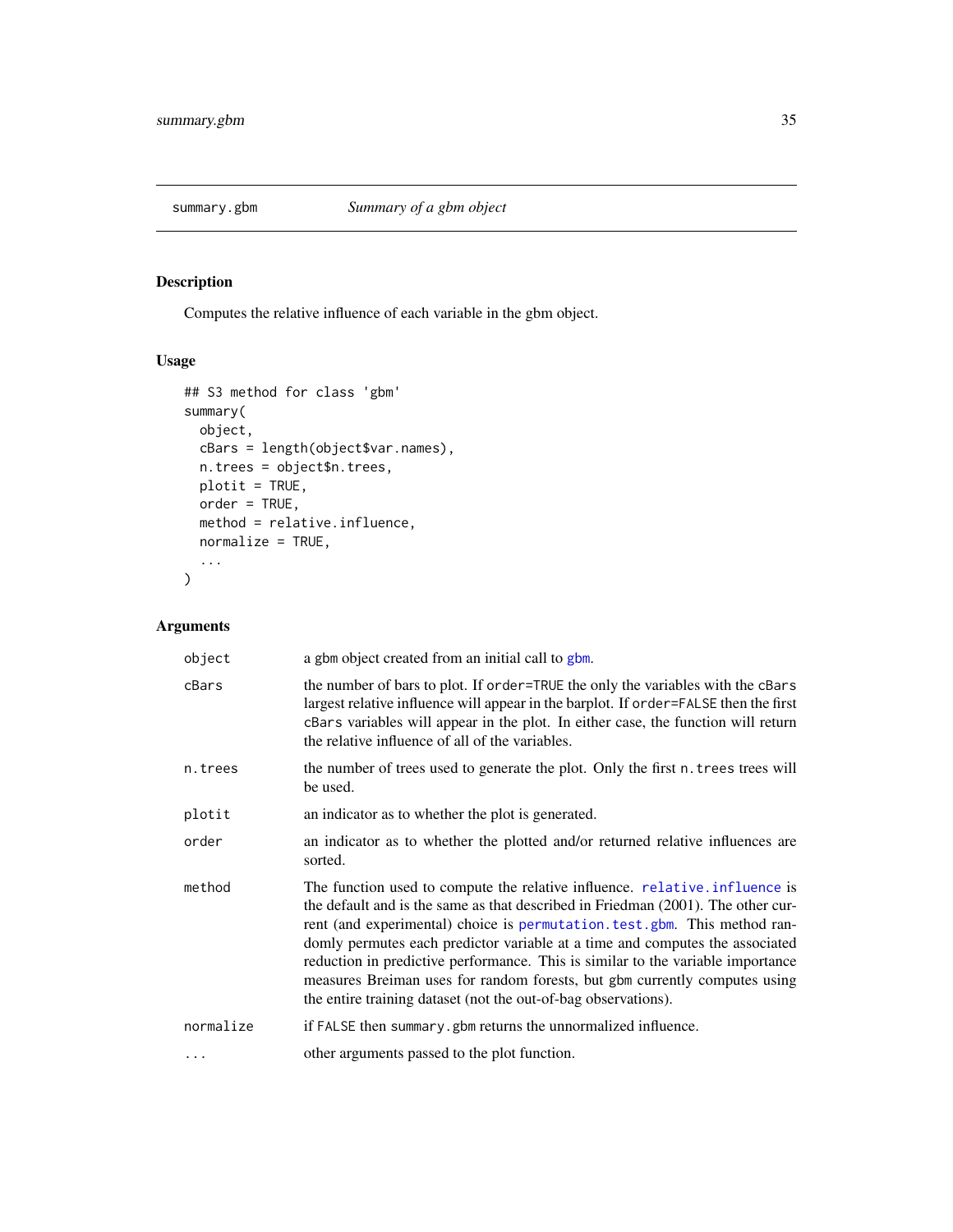# summary.gbm — *Summary of a gbm object*

## Description

Computes the relative influence of each variable in the gbm object.

## Usage

```
## S3 method for class 'gbm'
summary(
  object,
  cBars = length(object$var.names),
  n.trees = object$n.trees,
  plotit = TRUE,
  order = TRUE,
  method = relative.influence,
  normalize = TRUE,
  ...
)
```

## Arguments

| | |
|---|---|
| `object` | a gbm object created from an initial call to `gbm`. |
| `cBars` | the number of bars to plot. If `order=TRUE` the only the variables with the `cBars` largest relative influence will appear in the barplot. If `order=FALSE` then the first `cBars` variables will appear in the plot. In either case, the function will return the relative influence of all of the variables. |
| `n.trees` | the number of trees used to generate the plot. Only the first `n.trees` trees will be used. |
| `plotit` | an indicator as to whether the plot is generated. |
| `order` | an indicator as to whether the plotted and/or returned relative influences are sorted. |
| `method` | The function used to compute the relative influence. `relative.influence` is the default and is the same as that described in Friedman (2001). The other current (and experimental) choice is `permutation.test.gbm`. This method randomly permutes each predictor variable at a time and computes the associated reduction in predictive performance. This is similar to the variable importance measures Breiman uses for random forests, but gbm currently computes using the entire training dataset (not the out-of-bag observations). |
| `normalize` | if `FALSE` then `summary.gbm` returns the unnormalized influence. |
| `...` | other arguments passed to the plot function. |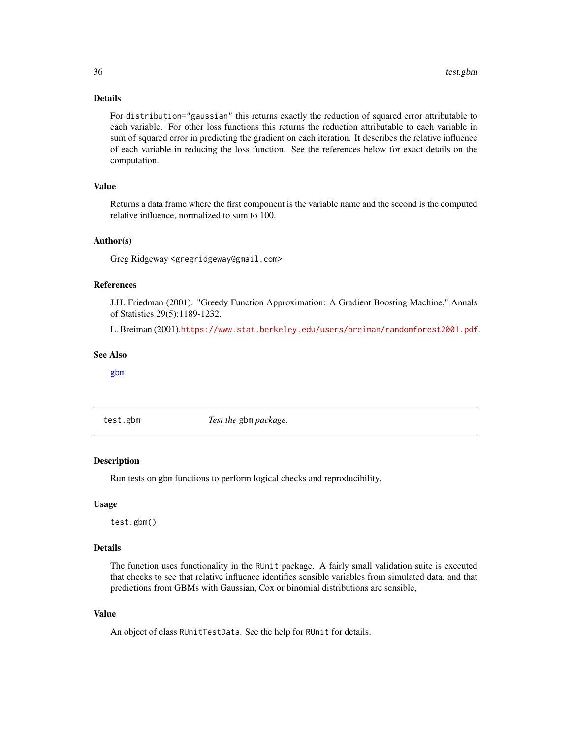### Details

For `distribution="gaussian"` this returns exactly the reduction of squared error attributable to each variable. For other loss functions this returns the reduction attributable to each variable in sum of squared error in predicting the gradient on each iteration. It describes the relative influence of each variable in reducing the loss function. See the references below for exact details on the computation.

### Value

Returns a data frame where the first component is the variable name and the second is the computed relative influence, normalized to sum to 100.

### Author(s)

Greg Ridgeway <gregridgeway@gmail.com>

### References

J.H. Friedman (2001). "Greedy Function Approximation: A Gradient Boosting Machine," Annals of Statistics 29(5):1189-1232.

L. Breiman (2001).https://www.stat.berkeley.edu/users/breiman/randomforest2001.pdf.

### See Also

`gbm`

---

## test.gbm — *Test the* `gbm` *package.*

### Description

Run tests on `gbm` functions to perform logical checks and reproducibility.

### Usage

```
test.gbm()
```

### Details

The function uses functionality in the `RUnit` package. A fairly small validation suite is executed that checks to see that relative influence identifies sensible variables from simulated data, and that predictions from GBMs with Gaussian, Cox or binomial distributions are sensible,

### Value

An object of class `RUnitTestData`. See the help for `RUnit` for details.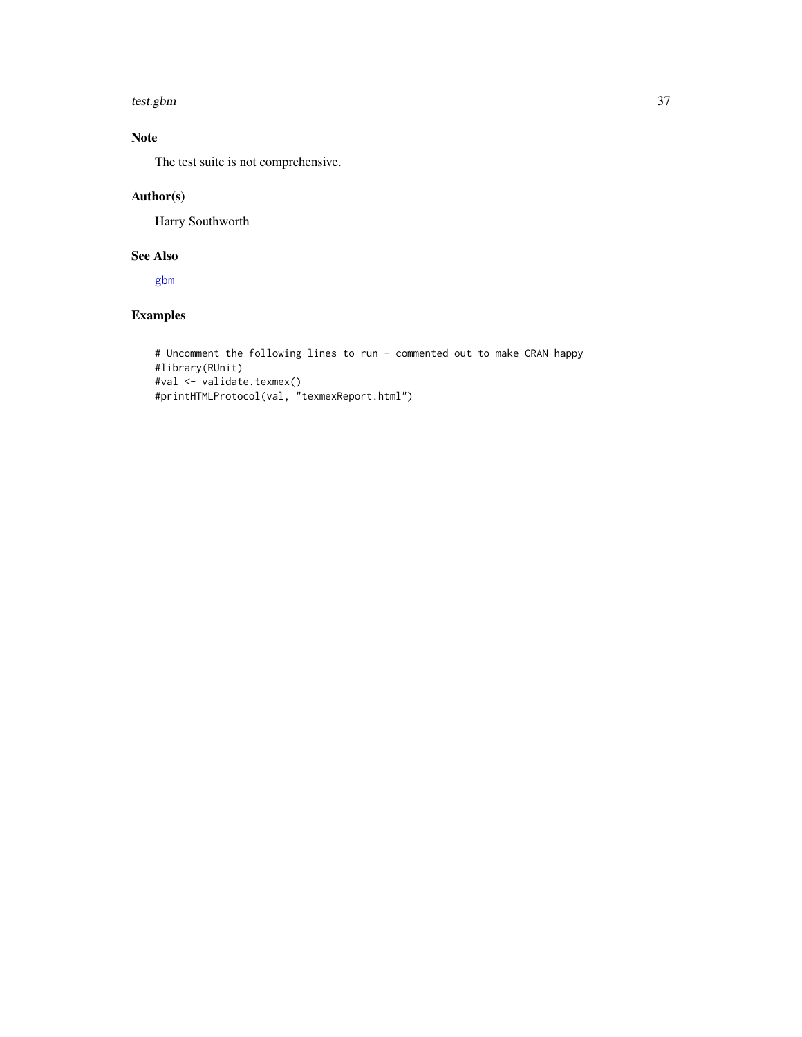## Note

The test suite is not comprehensive.

## Author(s)

Harry Southworth

## See Also

gbm

## Examples

```
# Uncomment the following lines to run - commented out to make CRAN happy
#library(RUnit)
#val <- validate.texmex()
#printHTMLProtocol(val, "texmexReport.html")
```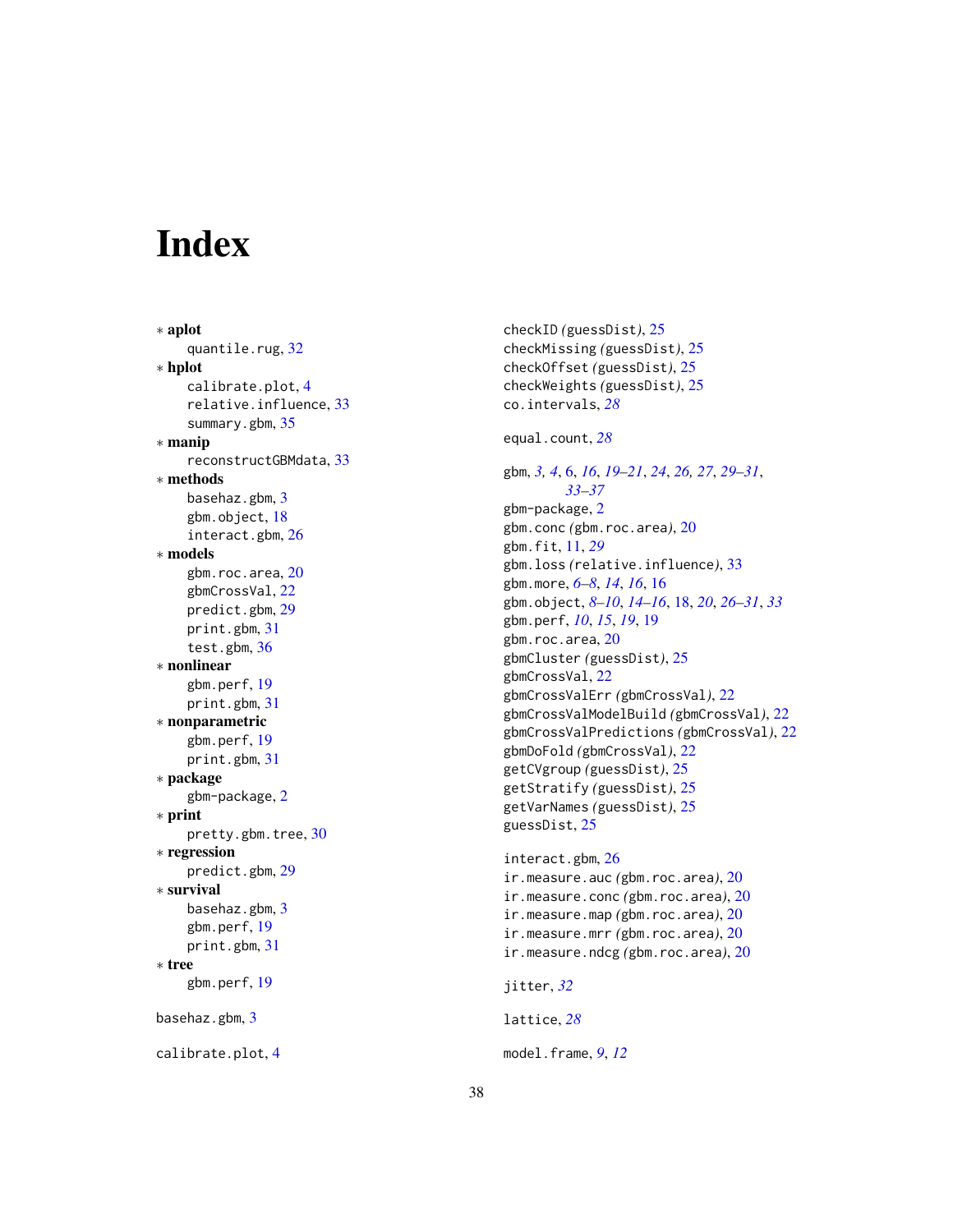# Index

∗ **aplot**
  quantile.rug, 32
∗ **hplot**
  calibrate.plot, 4
  relative.influence, 33
  summary.gbm, 35
∗ **manip**
  reconstructGBMdata, 33
∗ **methods**
  basehaz.gbm, 3
  gbm.object, 18
  interact.gbm, 26
∗ **models**
  gbm.roc.area, 20
  gbmCrossVal, 22
  predict.gbm, 29
  print.gbm, 31
  test.gbm, 36
∗ **nonlinear**
  gbm.perf, 19
  print.gbm, 31
∗ **nonparametric**
  gbm.perf, 19
  print.gbm, 31
∗ **package**
  gbm-package, 2
∗ **print**
  pretty.gbm.tree, 30
∗ **regression**
  predict.gbm, 29
∗ **survival**
  basehaz.gbm, 3
  gbm.perf, 19
  print.gbm, 31
∗ **tree**
  gbm.perf, 19

basehaz.gbm, 3

calibrate.plot, 4
checkID *(*guessDist*)*, 25
checkMissing *(*guessDist*)*, 25
checkOffset *(*guessDist*)*, 25
checkWeights *(*guessDist*)*, 25
co.intervals, *28*

equal.count, *28*

gbm, *3, 4*, 6, *16*, *19–21*, *24*, *26, 27*, *29–31*, *33–37*
gbm-package, 2
gbm.conc *(*gbm.roc.area*)*, 20
gbm.fit, 11, *29*
gbm.loss *(*relative.influence*)*, 33
gbm.more, *6–8*, *14*, *16*, 16
gbm.object, *8–10*, *14–16*, 18, *20*, *26–31*, *33*
gbm.perf, *10*, *15*, *19*, 19
gbm.roc.area, 20
gbmCluster *(*guessDist*)*, 25
gbmCrossVal, 22
gbmCrossValErr *(*gbmCrossVal*)*, 22
gbmCrossValModelBuild *(*gbmCrossVal*)*, 22
gbmCrossValPredictions *(*gbmCrossVal*)*, 22
gbmDoFold *(*gbmCrossVal*)*, 22
getCVgroup *(*guessDist*)*, 25
getStratify *(*guessDist*)*, 25
getVarNames *(*guessDist*)*, 25
guessDist, 25

interact.gbm, 26
ir.measure.auc *(*gbm.roc.area*)*, 20
ir.measure.conc *(*gbm.roc.area*)*, 20
ir.measure.map *(*gbm.roc.area*)*, 20
ir.measure.mrr *(*gbm.roc.area*)*, 20
ir.measure.ndcg *(*gbm.roc.area*)*, 20

jitter, *32*

lattice, *28*

model.frame, *9*, *12*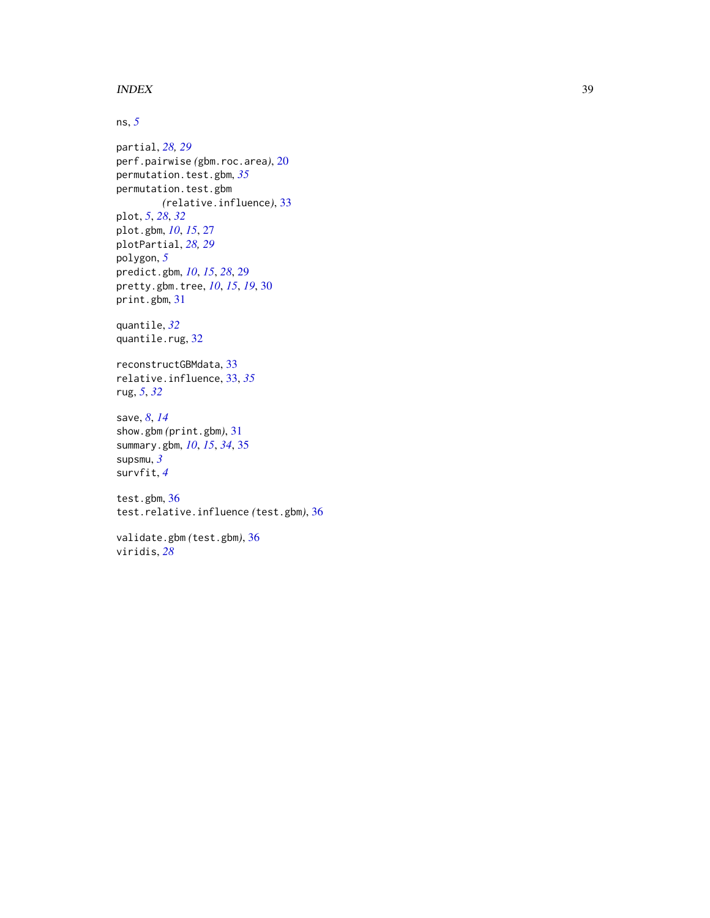ns, *5*

partial, *28, 29*
perf.pairwise *(*gbm.roc.area*)*, 20
permutation.test.gbm, *35*
permutation.test.gbm
        *(*relative.influence*)*, 33
plot, *5*, *28*, *32*
plot.gbm, *10*, *15*, 27
plotPartial, *28, 29*
polygon, *5*
predict.gbm, *10*, *15*, *28*, 29
pretty.gbm.tree, *10*, *15*, *19*, 30
print.gbm, 31

quantile, *32*
quantile.rug, 32

reconstructGBMdata, 33
relative.influence, 33, *35*
rug, *5*, *32*

save, *8*, *14*
show.gbm *(*print.gbm*)*, 31
summary.gbm, *10*, *15*, *34*, 35
supsmu, *3*
survfit, *4*

test.gbm, 36
test.relative.influence *(*test.gbm*)*, 36

validate.gbm *(*test.gbm*)*, 36
viridis, *28*